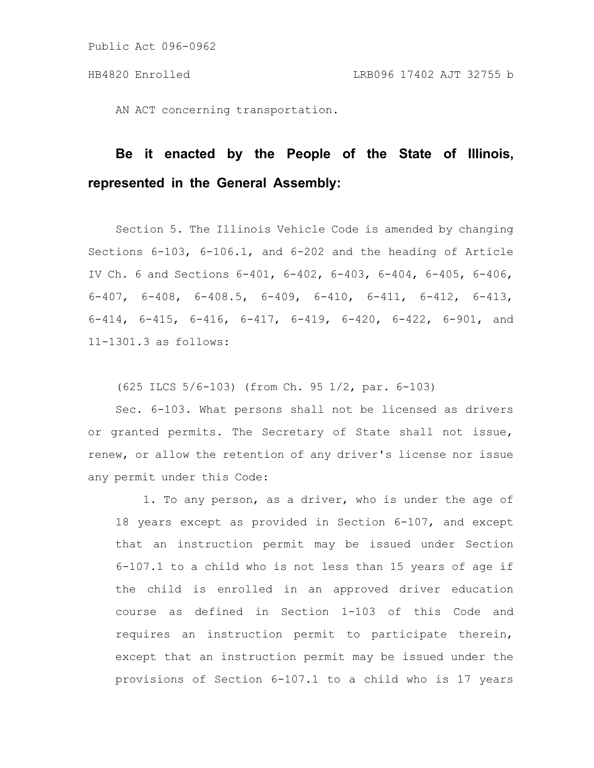Public Act 096-0962

HB4820 Enrolled LRB096 17402 AJT 32755 b

AN ACT concerning transportation.

**Be it enacted by the People of the State of Illinois, represented in the General Assembly:**

Section 5. The Illinois Vehicle Code is amended by changing Sections 6-103, 6-106.1, and 6-202 and the heading of Article IV Ch. 6 and Sections 6-401, 6-402, 6-403, 6-404, 6-405, 6-406, 6-407, 6-408, 6-408.5, 6-409, 6-410, 6-411, 6-412, 6-413, 6-414, 6-415, 6-416, 6-417, 6-419, 6-420, 6-422, 6-901, and 11-1301.3 as follows:

(625 ILCS 5/6-103) (from Ch. 95 1/2, par. 6-103)

Sec. 6-103. What persons shall not be licensed as drivers or granted permits. The Secretary of State shall not issue, renew, or allow the retention of any driver's license nor issue any permit under this Code:

1. To any person, as a driver, who is under the age of 18 years except as provided in Section 6-107, and except that an instruction permit may be issued under Section 6-107.1 to a child who is not less than 15 years of age if the child is enrolled in an approved driver education course as defined in Section 1-103 of this Code and requires an instruction permit to participate therein, except that an instruction permit may be issued under the provisions of Section 6-107.1 to a child who is 17 years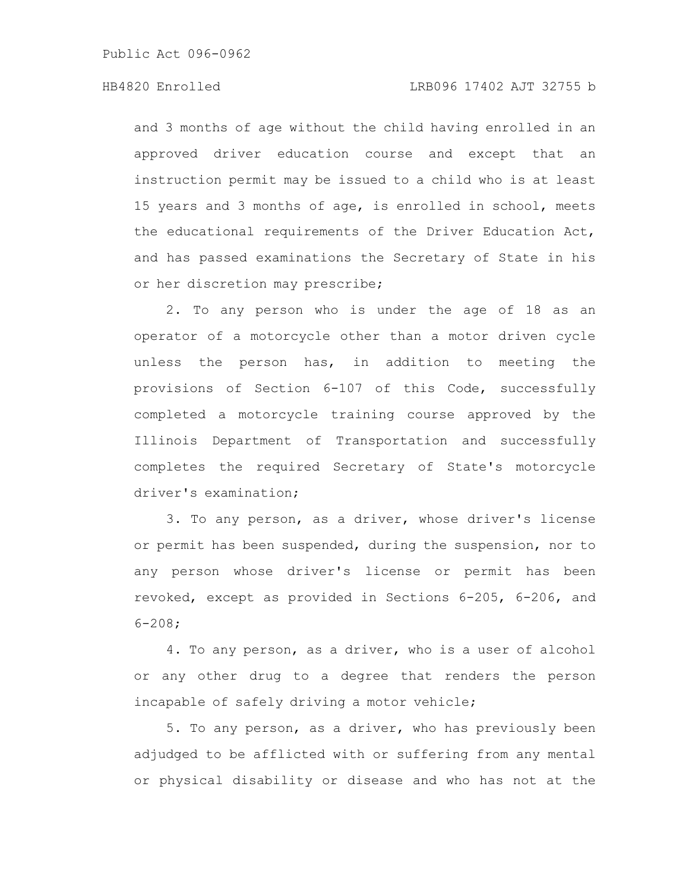and 3 months of age without the child having enrolled in an approved driver education course and except that an instruction permit may be issued to a child who is at least 15 years and 3 months of age, is enrolled in school, meets the educational requirements of the Driver Education Act, and has passed examinations the Secretary of State in his or her discretion may prescribe;

2. To any person who is under the age of 18 as an operator of a motorcycle other than a motor driven cycle unless the person has, in addition to meeting the provisions of Section 6-107 of this Code, successfully completed a motorcycle training course approved by the Illinois Department of Transportation and successfully completes the required Secretary of State's motorcycle driver's examination;

3. To any person, as a driver, whose driver's license or permit has been suspended, during the suspension, nor to any person whose driver's license or permit has been revoked, except as provided in Sections 6-205, 6-206, and 6-208;

4. To any person, as a driver, who is a user of alcohol or any other drug to a degree that renders the person incapable of safely driving a motor vehicle;

5. To any person, as a driver, who has previously been adjudged to be afflicted with or suffering from any mental or physical disability or disease and who has not at the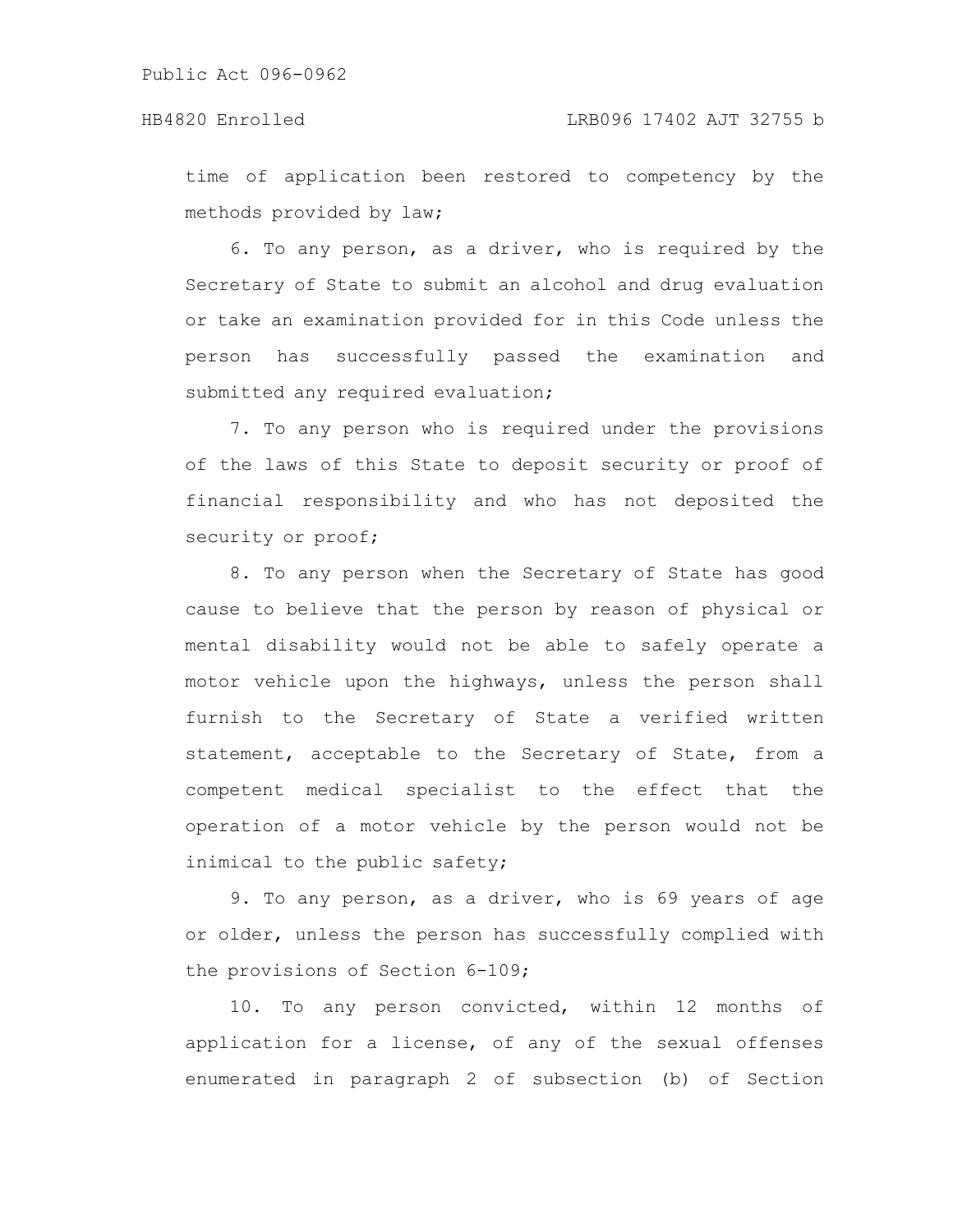time of application been restored to competency by the methods provided by law;

6. To any person, as a driver, who is required by the Secretary of State to submit an alcohol and drug evaluation or take an examination provided for in this Code unless the person has successfully passed the examination and submitted any required evaluation;

7. To any person who is required under the provisions of the laws of this State to deposit security or proof of financial responsibility and who has not deposited the security or proof;

8. To any person when the Secretary of State has good cause to believe that the person by reason of physical or mental disability would not be able to safely operate a motor vehicle upon the highways, unless the person shall furnish to the Secretary of State a verified written statement, acceptable to the Secretary of State, from a competent medical specialist to the effect that the operation of a motor vehicle by the person would not be inimical to the public safety;

9. To any person, as a driver, who is 69 years of age or older, unless the person has successfully complied with the provisions of Section 6-109;

10. To any person convicted, within 12 months of application for a license, of any of the sexual offenses enumerated in paragraph 2 of subsection (b) of Section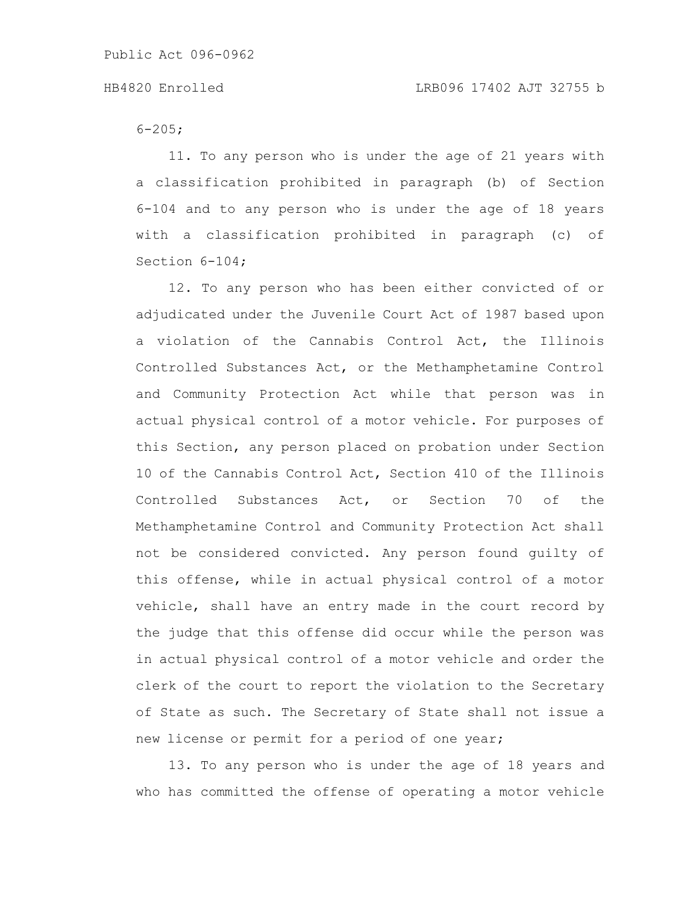6-205;

11. To any person who is under the age of 21 years with a classification prohibited in paragraph (b) of Section 6-104 and to any person who is under the age of 18 years with a classification prohibited in paragraph (c) of Section 6-104;

12. To any person who has been either convicted of or adjudicated under the Juvenile Court Act of 1987 based upon a violation of the Cannabis Control Act, the Illinois Controlled Substances Act, or the Methamphetamine Control and Community Protection Act while that person was in actual physical control of a motor vehicle. For purposes of this Section, any person placed on probation under Section 10 of the Cannabis Control Act, Section 410 of the Illinois Controlled Substances Act, or Section 70 of the Methamphetamine Control and Community Protection Act shall not be considered convicted. Any person found guilty of this offense, while in actual physical control of a motor vehicle, shall have an entry made in the court record by the judge that this offense did occur while the person was in actual physical control of a motor vehicle and order the clerk of the court to report the violation to the Secretary of State as such. The Secretary of State shall not issue a new license or permit for a period of one year;

13. To any person who is under the age of 18 years and who has committed the offense of operating a motor vehicle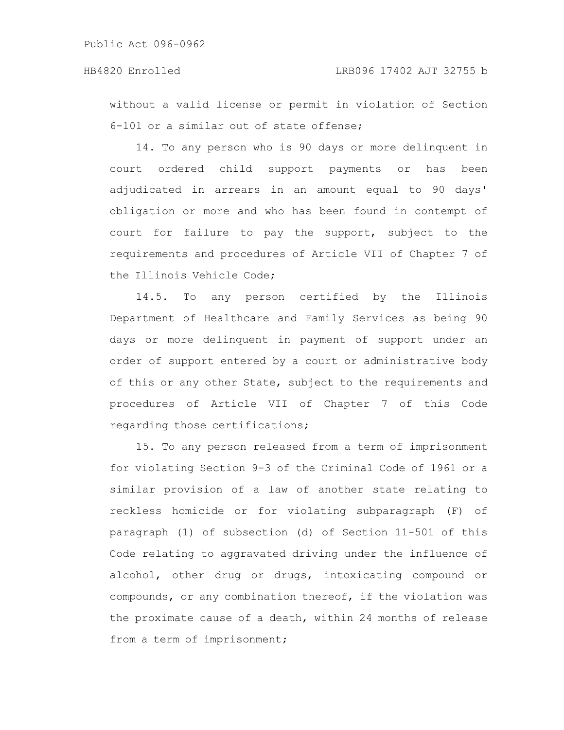without a valid license or permit in violation of Section 6-101 or a similar out of state offense;

14. To any person who is 90 days or more delinquent in court ordered child support payments or has been adjudicated in arrears in an amount equal to 90 days' obligation or more and who has been found in contempt of court for failure to pay the support, subject to the requirements and procedures of Article VII of Chapter 7 of the Illinois Vehicle Code;

14.5. To any person certified by the Illinois Department of Healthcare and Family Services as being 90 days or more delinquent in payment of support under an order of support entered by a court or administrative body of this or any other State, subject to the requirements and procedures of Article VII of Chapter 7 of this Code regarding those certifications;

15. To any person released from a term of imprisonment for violating Section 9-3 of the Criminal Code of 1961 or a similar provision of a law of another state relating to reckless homicide or for violating subparagraph (F) of paragraph (1) of subsection (d) of Section 11-501 of this Code relating to aggravated driving under the influence of alcohol, other drug or drugs, intoxicating compound or compounds, or any combination thereof, if the violation was the proximate cause of a death, within 24 months of release from a term of imprisonment;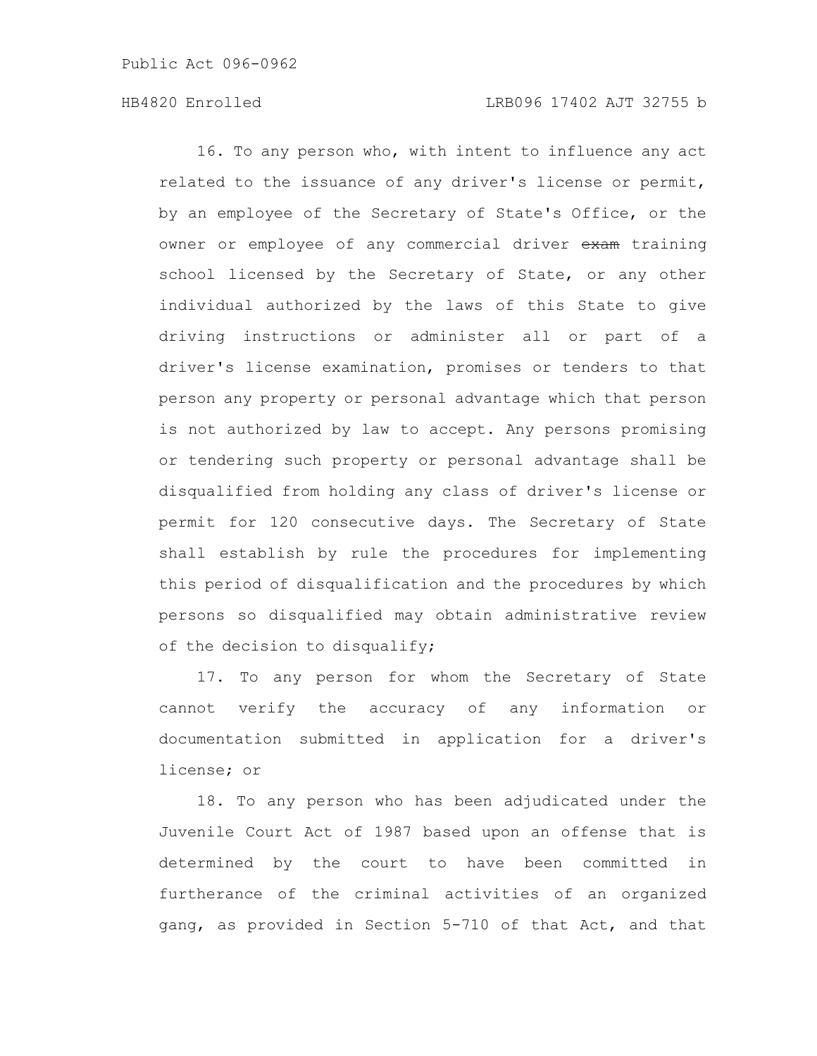16. To any person who, with intent to influence any act related to the issuance of any driver's license or permit, by an employee of the Secretary of State's Office, or the owner or employee of any commercial driver ~~exam~~ training school licensed by the Secretary of State, or any other individual authorized by the laws of this State to give driving instructions or administer all or part of a driver's license examination, promises or tenders to that person any property or personal advantage which that person is not authorized by law to accept. Any persons promising or tendering such property or personal advantage shall be disqualified from holding any class of driver's license or permit for 120 consecutive days. The Secretary of State shall establish by rule the procedures for implementing this period of disqualification and the procedures by which persons so disqualified may obtain administrative review of the decision to disqualify;

17. To any person for whom the Secretary of State cannot verify the accuracy of any information or documentation submitted in application for a driver's license; or

18. To any person who has been adjudicated under the Juvenile Court Act of 1987 based upon an offense that is determined by the court to have been committed in furtherance of the criminal activities of an organized gang, as provided in Section 5-710 of that Act, and that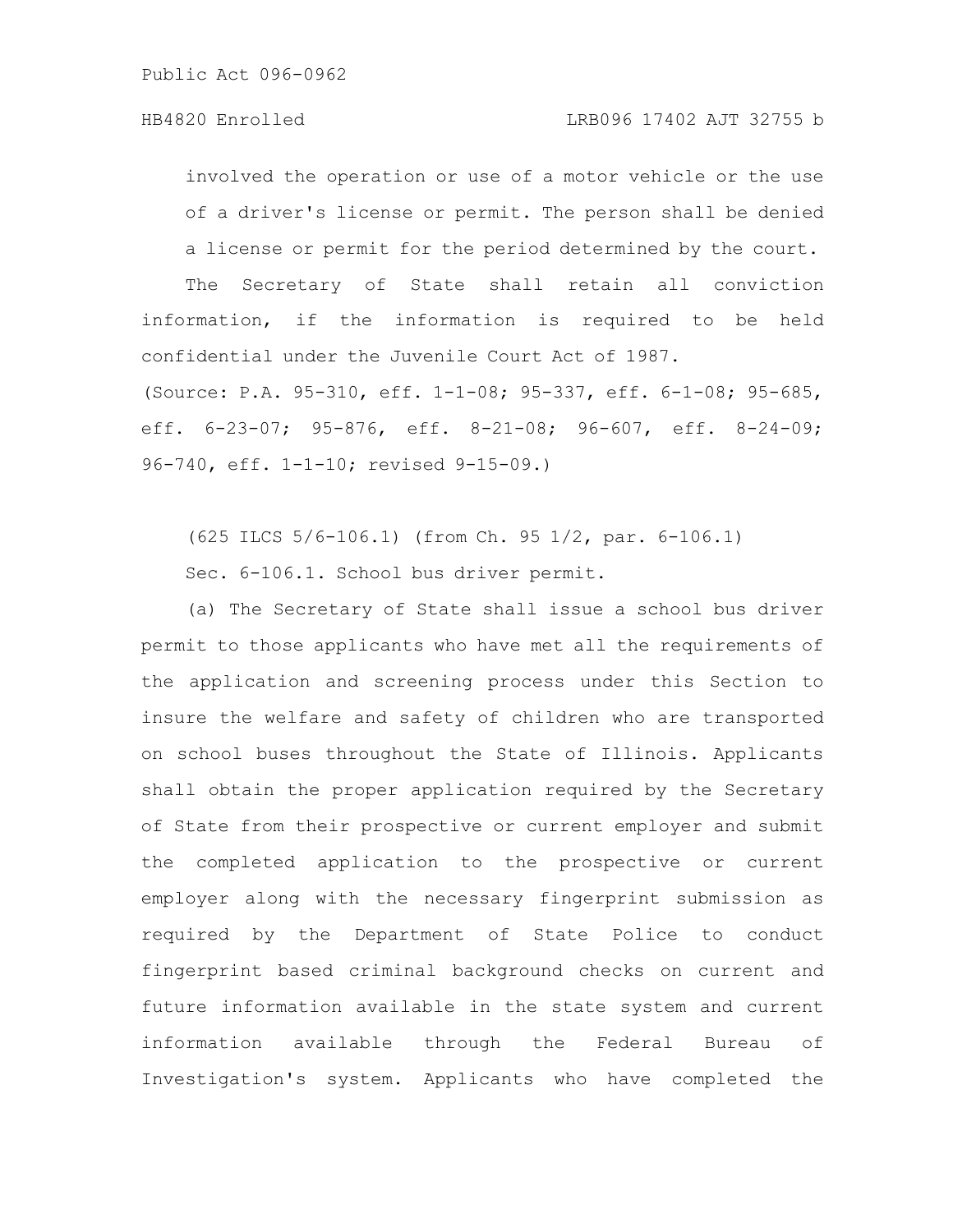involved the operation or use of a motor vehicle or the use of a driver's license or permit. The person shall be denied a license or permit for the period determined by the court.

The Secretary of State shall retain all conviction information, if the information is required to be held confidential under the Juvenile Court Act of 1987.

(Source: P.A. 95-310, eff. 1-1-08; 95-337, eff. 6-1-08; 95-685, eff. 6-23-07; 95-876, eff. 8-21-08; 96-607, eff. 8-24-09; 96-740, eff. 1-1-10; revised 9-15-09.)

(625 ILCS 5/6-106.1) (from Ch. 95 1/2, par. 6-106.1)

Sec. 6-106.1. School bus driver permit.

(a) The Secretary of State shall issue a school bus driver permit to those applicants who have met all the requirements of the application and screening process under this Section to insure the welfare and safety of children who are transported on school buses throughout the State of Illinois. Applicants shall obtain the proper application required by the Secretary of State from their prospective or current employer and submit the completed application to the prospective or current employer along with the necessary fingerprint submission as required by the Department of State Police to conduct fingerprint based criminal background checks on current and future information available in the state system and current information available through the Federal Bureau of Investigation's system. Applicants who have completed the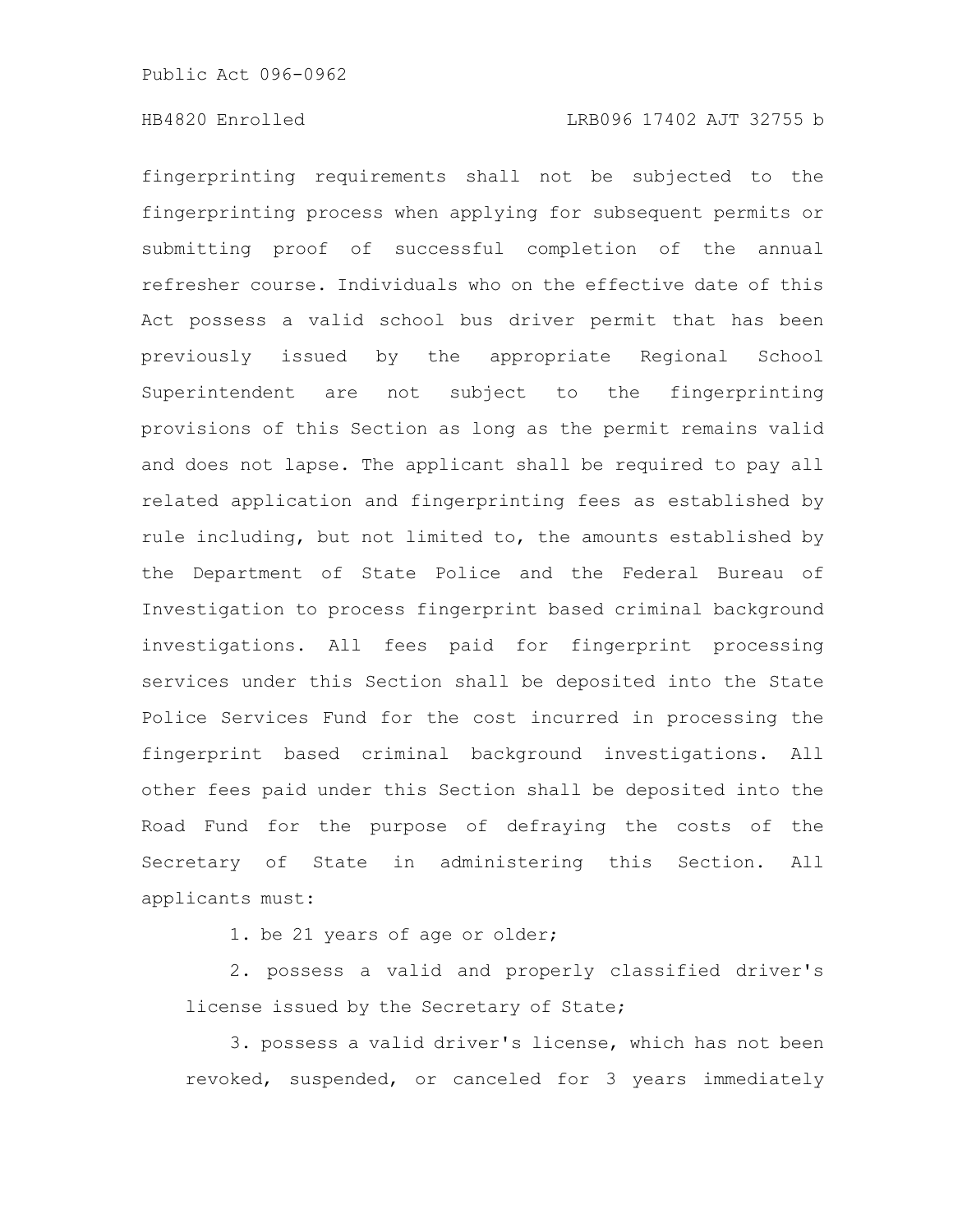fingerprinting requirements shall not be subjected to the fingerprinting process when applying for subsequent permits or submitting proof of successful completion of the annual refresher course. Individuals who on the effective date of this Act possess a valid school bus driver permit that has been previously issued by the appropriate Regional School Superintendent are not subject to the fingerprinting provisions of this Section as long as the permit remains valid and does not lapse. The applicant shall be required to pay all related application and fingerprinting fees as established by rule including, but not limited to, the amounts established by the Department of State Police and the Federal Bureau of Investigation to process fingerprint based criminal background investigations. All fees paid for fingerprint processing services under this Section shall be deposited into the State Police Services Fund for the cost incurred in processing the fingerprint based criminal background investigations. All other fees paid under this Section shall be deposited into the Road Fund for the purpose of defraying the costs of the Secretary of State in administering this Section. All applicants must:

1. be 21 years of age or older;

2. possess a valid and properly classified driver's license issued by the Secretary of State;

3. possess a valid driver's license, which has not been revoked, suspended, or canceled for 3 years immediately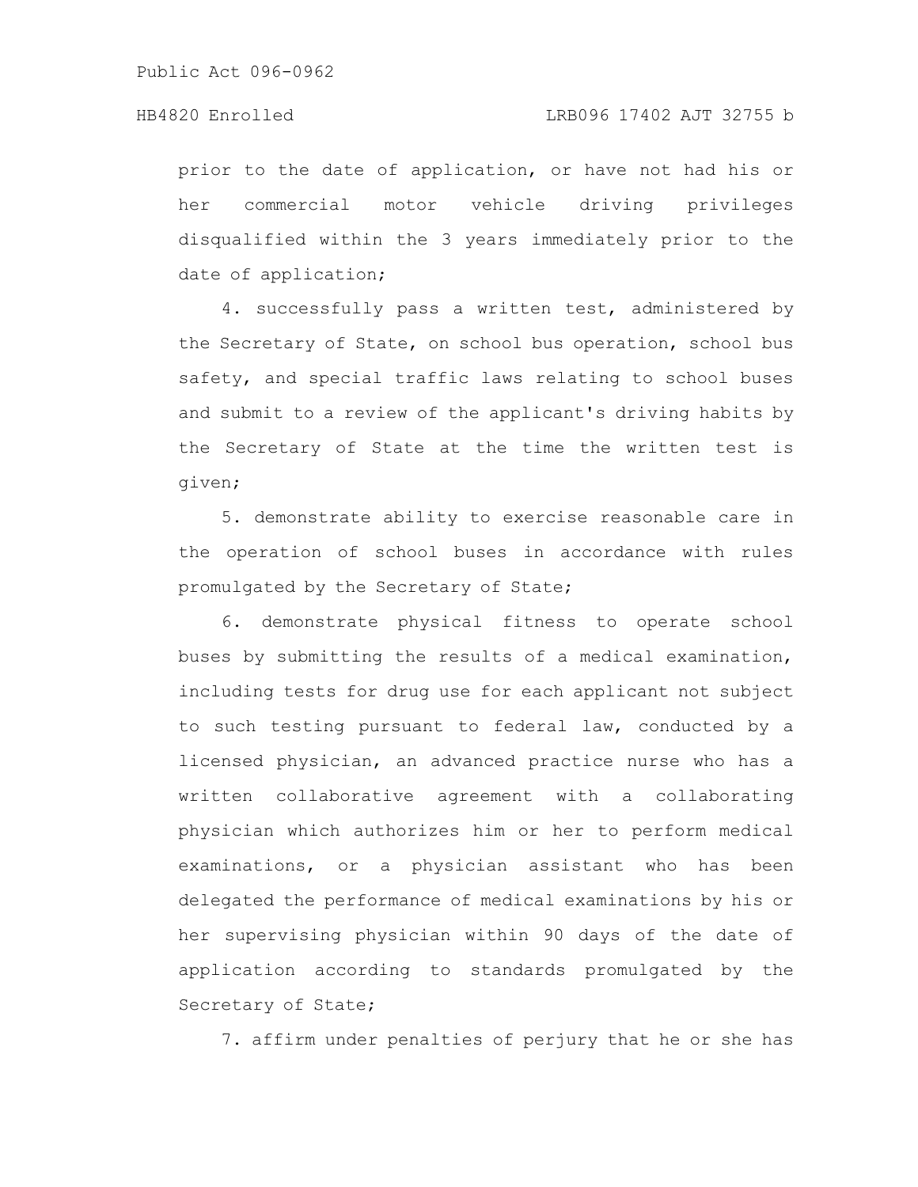prior to the date of application, or have not had his or her commercial motor vehicle driving privileges disqualified within the 3 years immediately prior to the date of application;

4. successfully pass a written test, administered by the Secretary of State, on school bus operation, school bus safety, and special traffic laws relating to school buses and submit to a review of the applicant's driving habits by the Secretary of State at the time the written test is given;

5. demonstrate ability to exercise reasonable care in the operation of school buses in accordance with rules promulgated by the Secretary of State;

6. demonstrate physical fitness to operate school buses by submitting the results of a medical examination, including tests for drug use for each applicant not subject to such testing pursuant to federal law, conducted by a licensed physician, an advanced practice nurse who has a written collaborative agreement with a collaborating physician which authorizes him or her to perform medical examinations, or a physician assistant who has been delegated the performance of medical examinations by his or her supervising physician within 90 days of the date of application according to standards promulgated by the Secretary of State;

7. affirm under penalties of perjury that he or she has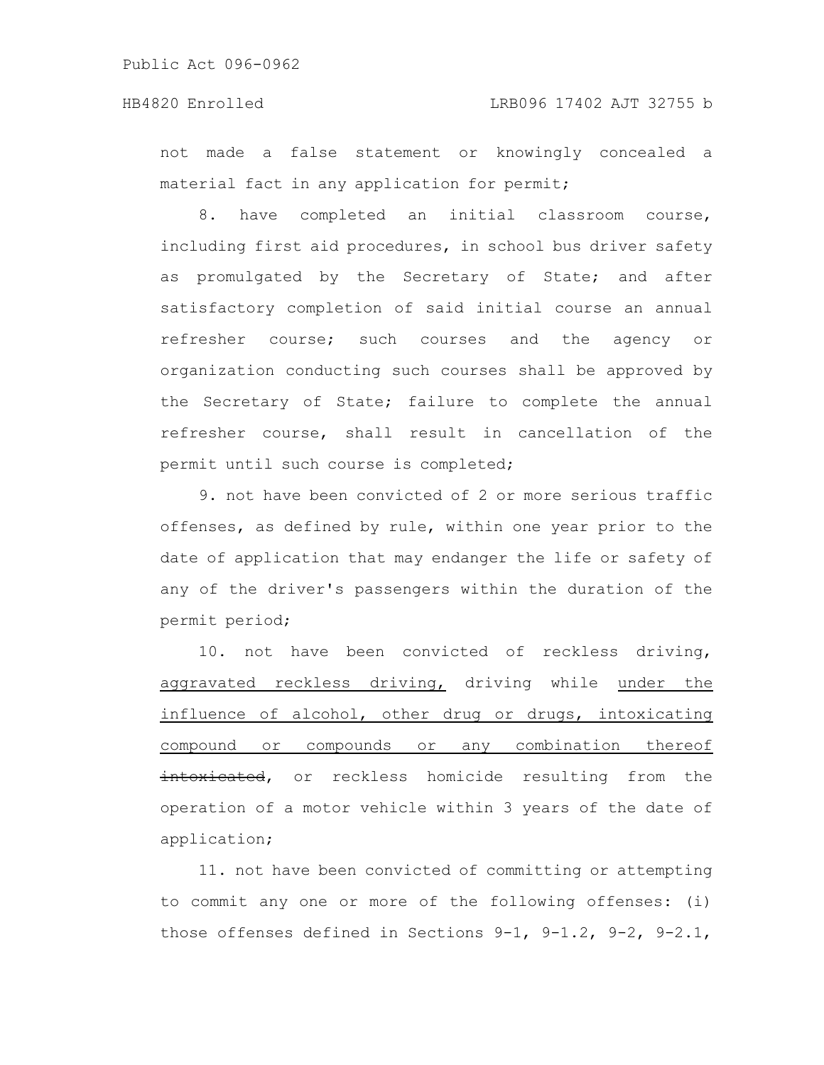not made a false statement or knowingly concealed a material fact in any application for permit;

8. have completed an initial classroom course, including first aid procedures, in school bus driver safety as promulgated by the Secretary of State; and after satisfactory completion of said initial course an annual refresher course; such courses and the agency or organization conducting such courses shall be approved by the Secretary of State; failure to complete the annual refresher course, shall result in cancellation of the permit until such course is completed;

9. not have been convicted of 2 or more serious traffic offenses, as defined by rule, within one year prior to the date of application that may endanger the life or safety of any of the driver's passengers within the duration of the permit period;

10. not have been convicted of reckless driving, aggravated reckless driving, driving while under the influence of alcohol, other drug or drugs, intoxicating compound or compounds or any combination thereof ~~intoxicated~~, or reckless homicide resulting from the operation of a motor vehicle within 3 years of the date of application;

11. not have been convicted of committing or attempting to commit any one or more of the following offenses: (i) those offenses defined in Sections 9-1, 9-1.2, 9-2, 9-2.1,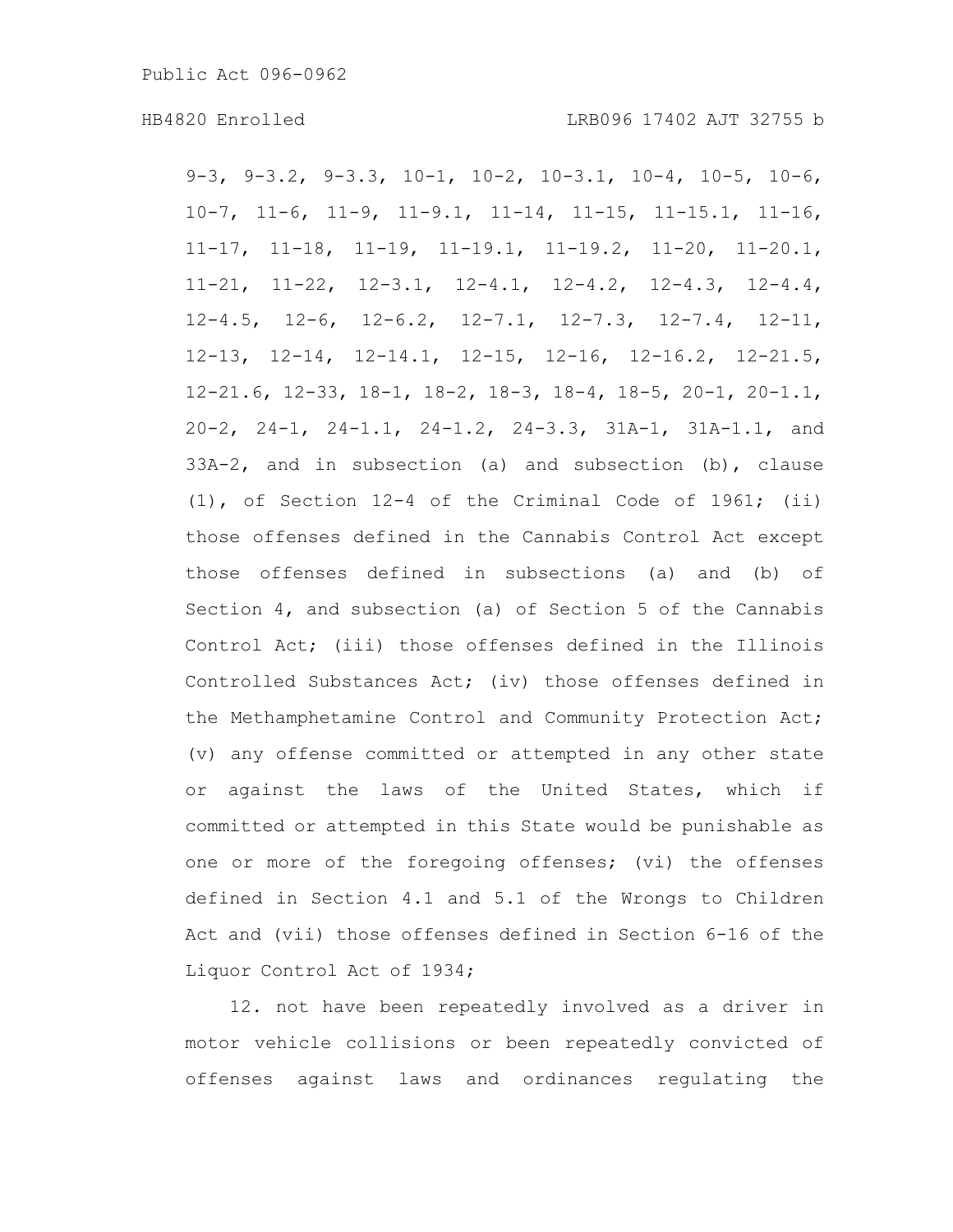9-3, 9-3.2, 9-3.3, 10-1, 10-2, 10-3.1, 10-4, 10-5, 10-6, 10-7, 11-6, 11-9, 11-9.1, 11-14, 11-15, 11-15.1, 11-16, 11-17, 11-18, 11-19, 11-19.1, 11-19.2, 11-20, 11-20.1, 11-21, 11-22, 12-3.1, 12-4.1, 12-4.2, 12-4.3, 12-4.4, 12-4.5, 12-6, 12-6.2, 12-7.1, 12-7.3, 12-7.4, 12-11, 12-13, 12-14, 12-14.1, 12-15, 12-16, 12-16.2, 12-21.5, 12-21.6, 12-33, 18-1, 18-2, 18-3, 18-4, 18-5, 20-1, 20-1.1, 20-2, 24-1, 24-1.1, 24-1.2, 24-3.3, 31A-1, 31A-1.1, and 33A-2, and in subsection (a) and subsection (b), clause (1), of Section 12-4 of the Criminal Code of 1961; (ii) those offenses defined in the Cannabis Control Act except those offenses defined in subsections (a) and (b) of Section 4, and subsection (a) of Section 5 of the Cannabis Control Act; (iii) those offenses defined in the Illinois Controlled Substances Act; (iv) those offenses defined in the Methamphetamine Control and Community Protection Act; (v) any offense committed or attempted in any other state or against the laws of the United States, which if committed or attempted in this State would be punishable as one or more of the foregoing offenses; (vi) the offenses defined in Section 4.1 and 5.1 of the Wrongs to Children Act and (vii) those offenses defined in Section 6-16 of the Liquor Control Act of 1934;

12. not have been repeatedly involved as a driver in motor vehicle collisions or been repeatedly convicted of offenses against laws and ordinances regulating the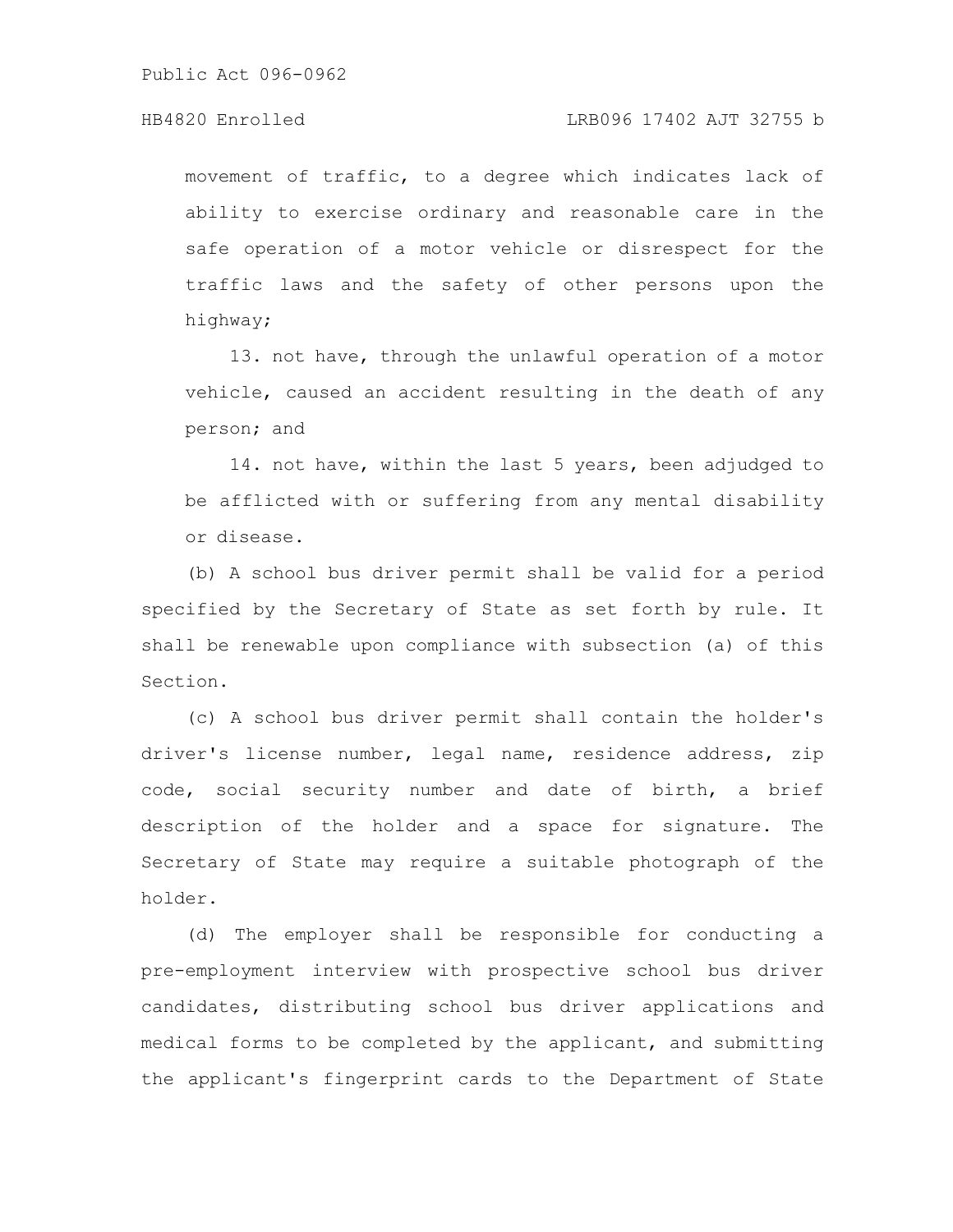movement of traffic, to a degree which indicates lack of ability to exercise ordinary and reasonable care in the safe operation of a motor vehicle or disrespect for the traffic laws and the safety of other persons upon the highway;

13. not have, through the unlawful operation of a motor vehicle, caused an accident resulting in the death of any person; and

14. not have, within the last 5 years, been adjudged to be afflicted with or suffering from any mental disability or disease.

(b) A school bus driver permit shall be valid for a period specified by the Secretary of State as set forth by rule. It shall be renewable upon compliance with subsection (a) of this Section.

(c) A school bus driver permit shall contain the holder's driver's license number, legal name, residence address, zip code, social security number and date of birth, a brief description of the holder and a space for signature. The Secretary of State may require a suitable photograph of the holder.

(d) The employer shall be responsible for conducting a pre-employment interview with prospective school bus driver candidates, distributing school bus driver applications and medical forms to be completed by the applicant, and submitting the applicant's fingerprint cards to the Department of State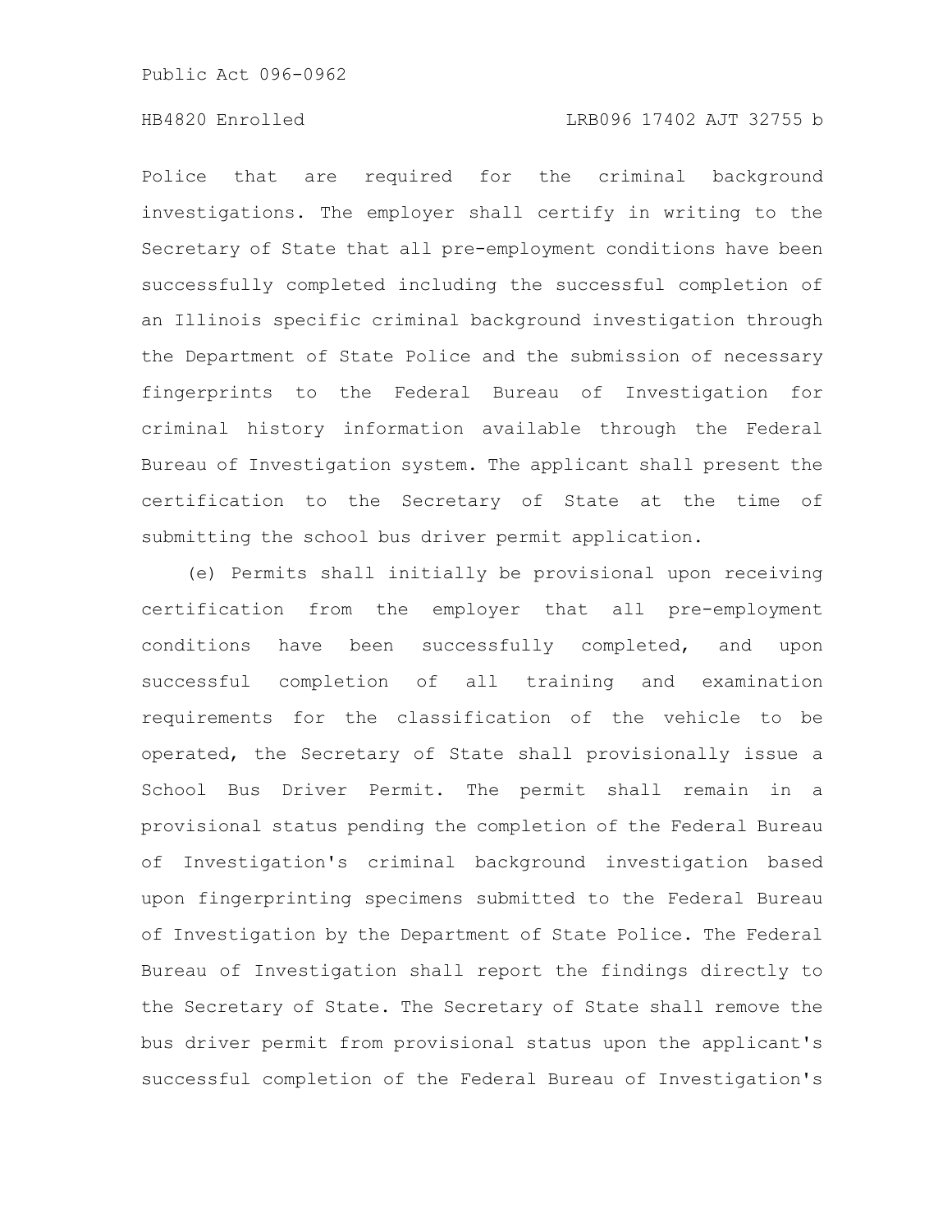Police that are required for the criminal background investigations. The employer shall certify in writing to the Secretary of State that all pre-employment conditions have been successfully completed including the successful completion of an Illinois specific criminal background investigation through the Department of State Police and the submission of necessary fingerprints to the Federal Bureau of Investigation for criminal history information available through the Federal Bureau of Investigation system. The applicant shall present the certification to the Secretary of State at the time of submitting the school bus driver permit application.

(e) Permits shall initially be provisional upon receiving certification from the employer that all pre-employment conditions have been successfully completed, and upon successful completion of all training and examination requirements for the classification of the vehicle to be operated, the Secretary of State shall provisionally issue a School Bus Driver Permit. The permit shall remain in a provisional status pending the completion of the Federal Bureau of Investigation's criminal background investigation based upon fingerprinting specimens submitted to the Federal Bureau of Investigation by the Department of State Police. The Federal Bureau of Investigation shall report the findings directly to the Secretary of State. The Secretary of State shall remove the bus driver permit from provisional status upon the applicant's successful completion of the Federal Bureau of Investigation's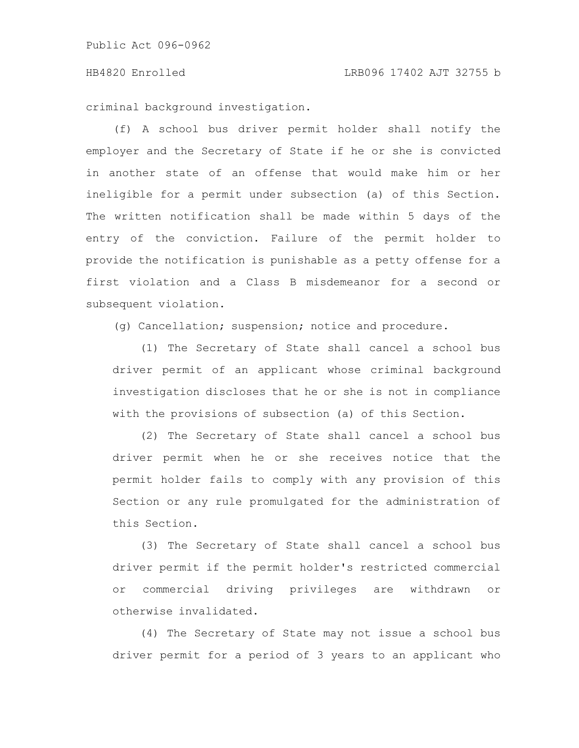criminal background investigation.

(f) A school bus driver permit holder shall notify the employer and the Secretary of State if he or she is convicted in another state of an offense that would make him or her ineligible for a permit under subsection (a) of this Section. The written notification shall be made within 5 days of the entry of the conviction. Failure of the permit holder to provide the notification is punishable as a petty offense for a first violation and a Class B misdemeanor for a second or subsequent violation.

(g) Cancellation; suspension; notice and procedure.

(1) The Secretary of State shall cancel a school bus driver permit of an applicant whose criminal background investigation discloses that he or she is not in compliance with the provisions of subsection (a) of this Section.

(2) The Secretary of State shall cancel a school bus driver permit when he or she receives notice that the permit holder fails to comply with any provision of this Section or any rule promulgated for the administration of this Section.

(3) The Secretary of State shall cancel a school bus driver permit if the permit holder's restricted commercial or commercial driving privileges are withdrawn or otherwise invalidated.

(4) The Secretary of State may not issue a school bus driver permit for a period of 3 years to an applicant who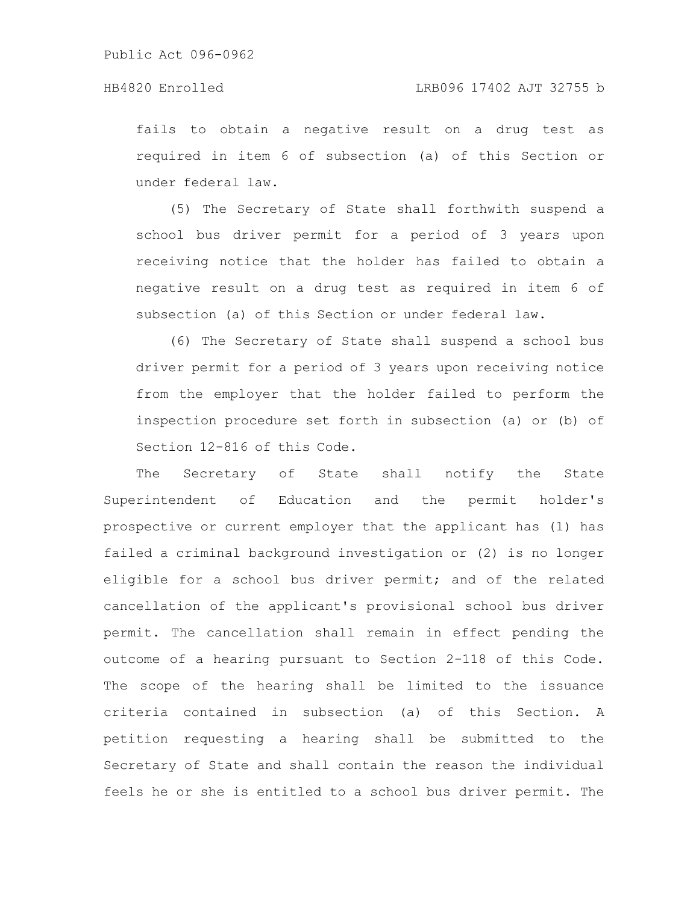fails to obtain a negative result on a drug test as required in item 6 of subsection (a) of this Section or under federal law.

(5) The Secretary of State shall forthwith suspend a school bus driver permit for a period of 3 years upon receiving notice that the holder has failed to obtain a negative result on a drug test as required in item 6 of subsection (a) of this Section or under federal law.

(6) The Secretary of State shall suspend a school bus driver permit for a period of 3 years upon receiving notice from the employer that the holder failed to perform the inspection procedure set forth in subsection (a) or (b) of Section 12-816 of this Code.

The Secretary of State shall notify the State Superintendent of Education and the permit holder's prospective or current employer that the applicant has (1) has failed a criminal background investigation or (2) is no longer eligible for a school bus driver permit; and of the related cancellation of the applicant's provisional school bus driver permit. The cancellation shall remain in effect pending the outcome of a hearing pursuant to Section 2-118 of this Code. The scope of the hearing shall be limited to the issuance criteria contained in subsection (a) of this Section. A petition requesting a hearing shall be submitted to the Secretary of State and shall contain the reason the individual feels he or she is entitled to a school bus driver permit. The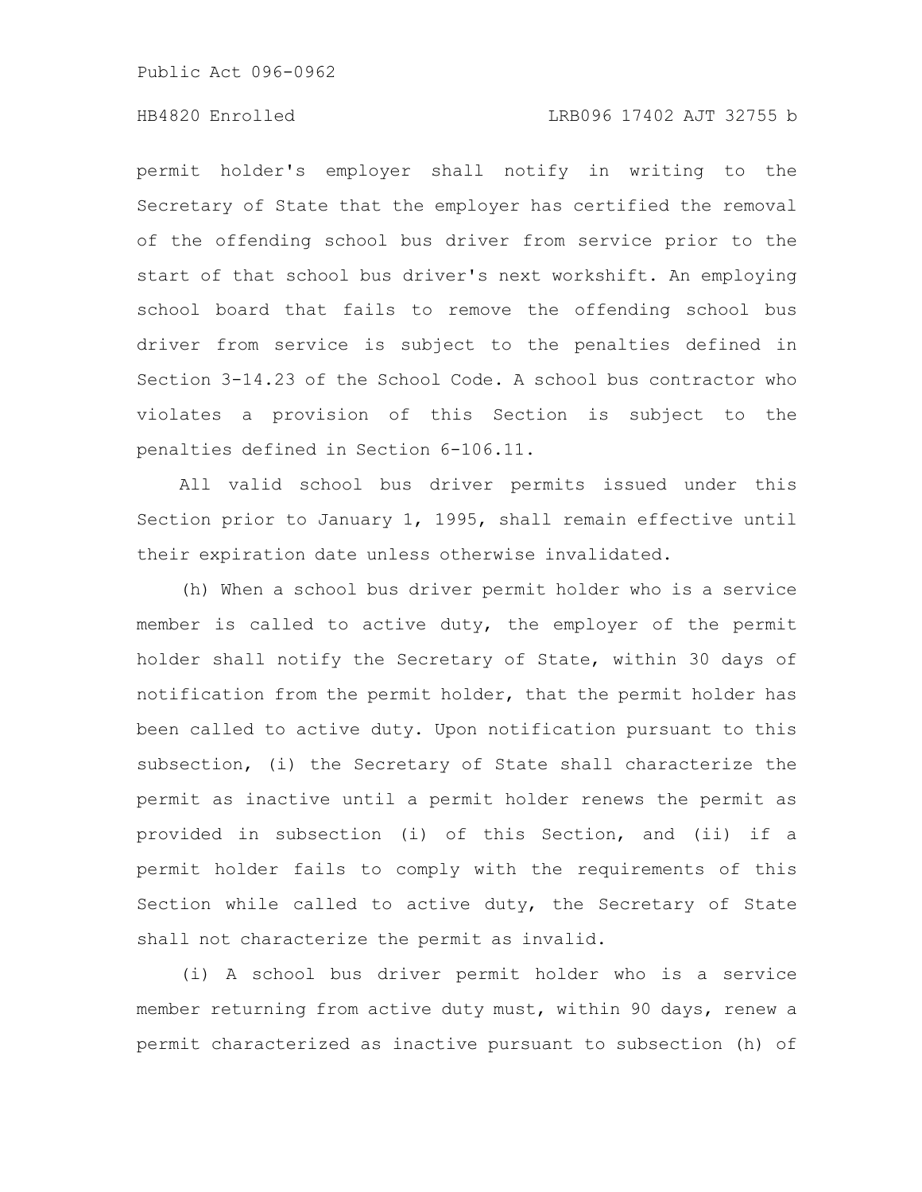permit holder's employer shall notify in writing to the Secretary of State that the employer has certified the removal of the offending school bus driver from service prior to the start of that school bus driver's next workshift. An employing school board that fails to remove the offending school bus driver from service is subject to the penalties defined in Section 3-14.23 of the School Code. A school bus contractor who violates a provision of this Section is subject to the penalties defined in Section 6-106.11.

All valid school bus driver permits issued under this Section prior to January 1, 1995, shall remain effective until their expiration date unless otherwise invalidated.

(h) When a school bus driver permit holder who is a service member is called to active duty, the employer of the permit holder shall notify the Secretary of State, within 30 days of notification from the permit holder, that the permit holder has been called to active duty. Upon notification pursuant to this subsection, (i) the Secretary of State shall characterize the permit as inactive until a permit holder renews the permit as provided in subsection (i) of this Section, and (ii) if a permit holder fails to comply with the requirements of this Section while called to active duty, the Secretary of State shall not characterize the permit as invalid.

(i) A school bus driver permit holder who is a service member returning from active duty must, within 90 days, renew a permit characterized as inactive pursuant to subsection (h) of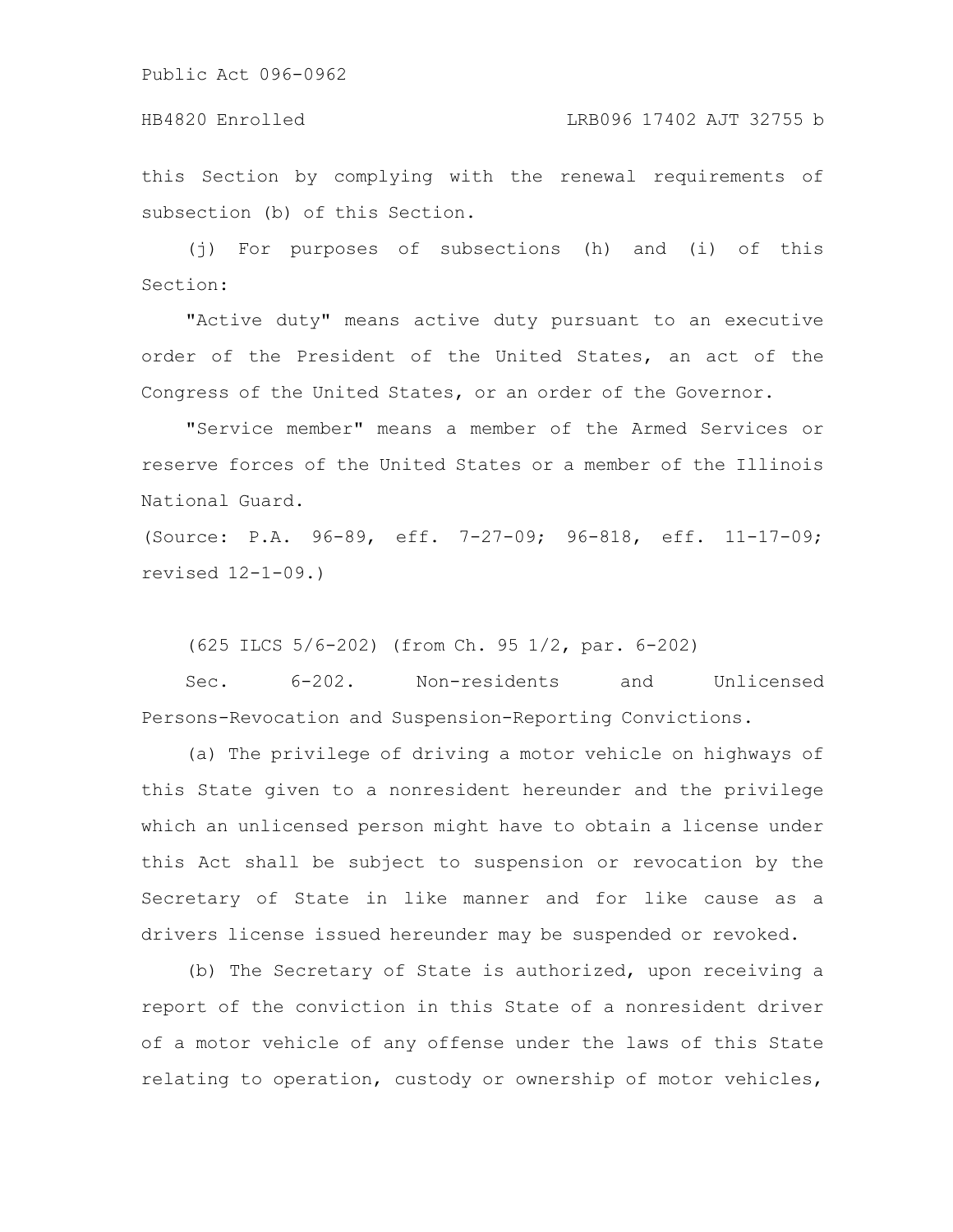this Section by complying with the renewal requirements of subsection (b) of this Section.

(j) For purposes of subsections (h) and (i) of this Section:

"Active duty" means active duty pursuant to an executive order of the President of the United States, an act of the Congress of the United States, or an order of the Governor.

"Service member" means a member of the Armed Services or reserve forces of the United States or a member of the Illinois National Guard.

(Source: P.A. 96-89, eff. 7-27-09; 96-818, eff. 11-17-09; revised 12-1-09.)

(625 ILCS 5/6-202) (from Ch. 95 1/2, par. 6-202)

Sec. 6-202. Non-residents and Unlicensed Persons-Revocation and Suspension-Reporting Convictions.

(a) The privilege of driving a motor vehicle on highways of this State given to a nonresident hereunder and the privilege which an unlicensed person might have to obtain a license under this Act shall be subject to suspension or revocation by the Secretary of State in like manner and for like cause as a drivers license issued hereunder may be suspended or revoked.

(b) The Secretary of State is authorized, upon receiving a report of the conviction in this State of a nonresident driver of a motor vehicle of any offense under the laws of this State relating to operation, custody or ownership of motor vehicles,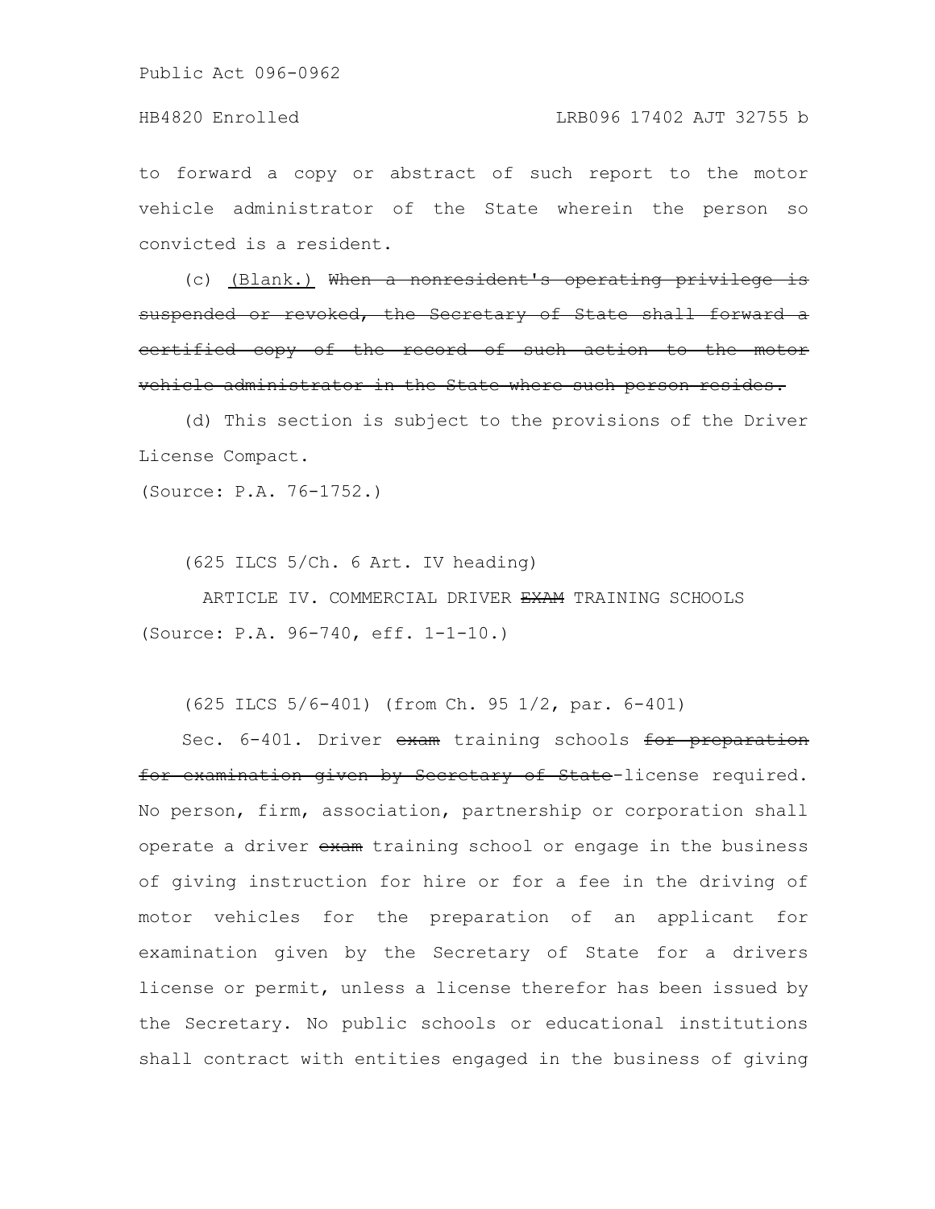to forward a copy or abstract of such report to the motor vehicle administrator of the State wherein the person so convicted is a resident.

(c) <u>(Blank.)</u> ~~When a nonresident's operating privilege is suspended or revoked, the Secretary of State shall forward a certified copy of the record of such action to the motor vehicle administrator in the State where such person resides.~~

(d) This section is subject to the provisions of the Driver License Compact.

(Source: P.A. 76-1752.)

(625 ILCS 5/Ch. 6 Art. IV heading)

ARTICLE IV. COMMERCIAL DRIVER ~~EXAM~~ TRAINING SCHOOLS

(Source: P.A. 96-740, eff. 1-1-10.)

(625 ILCS 5/6-401) (from Ch. 95 1/2, par. 6-401)

Sec. 6-401. Driver ~~exam~~ training schools ~~for preparation for examination given by Secretary of State~~-license required. No person, firm, association, partnership or corporation shall operate a driver ~~exam~~ training school or engage in the business of giving instruction for hire or for a fee in the driving of motor vehicles for the preparation of an applicant for examination given by the Secretary of State for a drivers license or permit, unless a license therefor has been issued by the Secretary. No public schools or educational institutions shall contract with entities engaged in the business of giving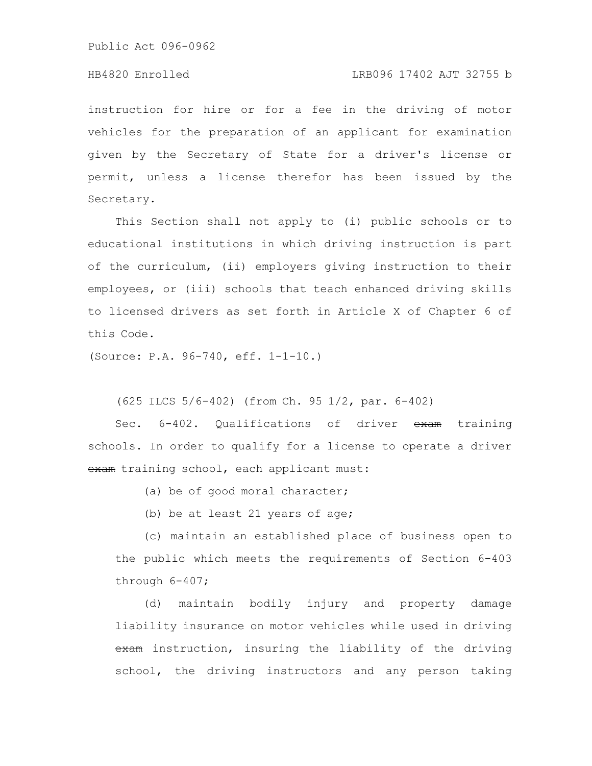instruction for hire or for a fee in the driving of motor vehicles for the preparation of an applicant for examination given by the Secretary of State for a driver's license or permit, unless a license therefor has been issued by the Secretary.

This Section shall not apply to (i) public schools or to educational institutions in which driving instruction is part of the curriculum, (ii) employers giving instruction to their employees, or (iii) schools that teach enhanced driving skills to licensed drivers as set forth in Article X of Chapter 6 of this Code.

(Source: P.A. 96-740, eff. 1-1-10.)

(625 ILCS 5/6-402) (from Ch. 95 1/2, par. 6-402)

Sec. 6-402. Qualifications of driver ~~exam~~ training schools. In order to qualify for a license to operate a driver ~~exam~~ training school, each applicant must:

(a) be of good moral character;

(b) be at least 21 years of age;

(c) maintain an established place of business open to the public which meets the requirements of Section 6-403 through 6-407;

(d) maintain bodily injury and property damage liability insurance on motor vehicles while used in driving ~~exam~~ instruction, insuring the liability of the driving school, the driving instructors and any person taking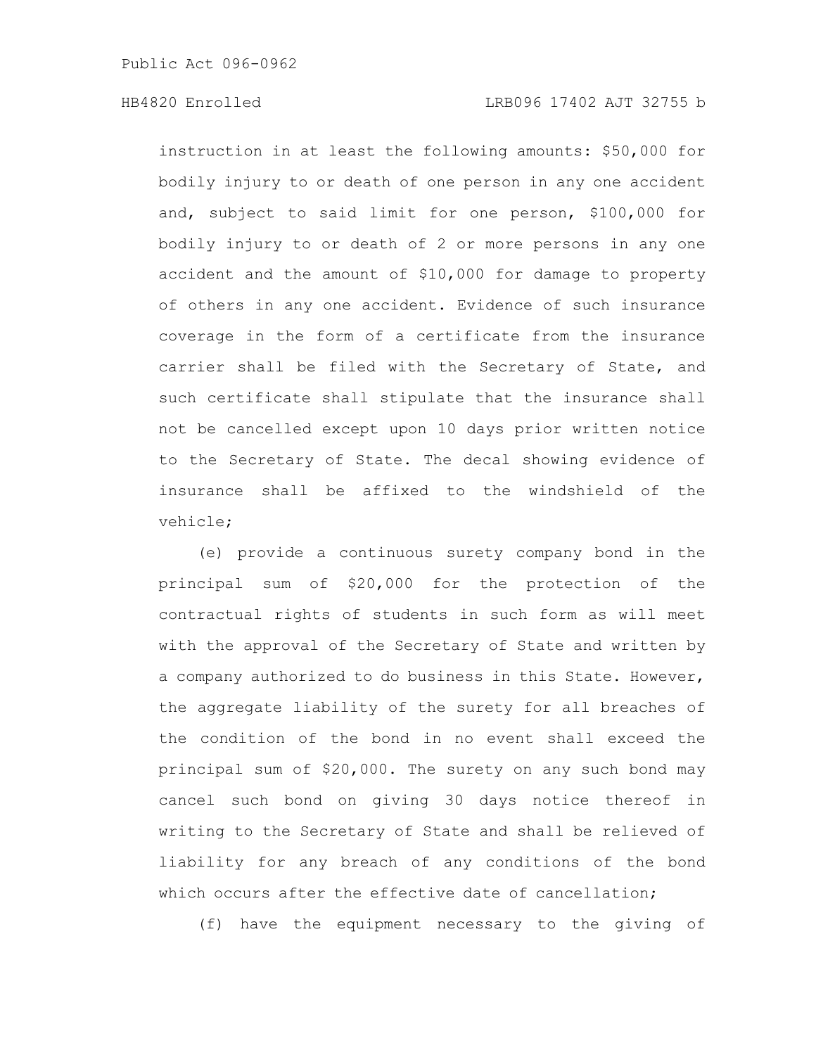instruction in at least the following amounts: $50,000 for bodily injury to or death of one person in any one accident and, subject to said limit for one person, $100,000 for bodily injury to or death of 2 or more persons in any one accident and the amount of $10,000 for damage to property of others in any one accident. Evidence of such insurance coverage in the form of a certificate from the insurance carrier shall be filed with the Secretary of State, and such certificate shall stipulate that the insurance shall not be cancelled except upon 10 days prior written notice to the Secretary of State. The decal showing evidence of insurance shall be affixed to the windshield of the vehicle;

(e) provide a continuous surety company bond in the principal sum of $20,000 for the protection of the contractual rights of students in such form as will meet with the approval of the Secretary of State and written by a company authorized to do business in this State. However, the aggregate liability of the surety for all breaches of the condition of the bond in no event shall exceed the principal sum of $20,000. The surety on any such bond may cancel such bond on giving 30 days notice thereof in writing to the Secretary of State and shall be relieved of liability for any breach of any conditions of the bond which occurs after the effective date of cancellation;

(f) have the equipment necessary to the giving of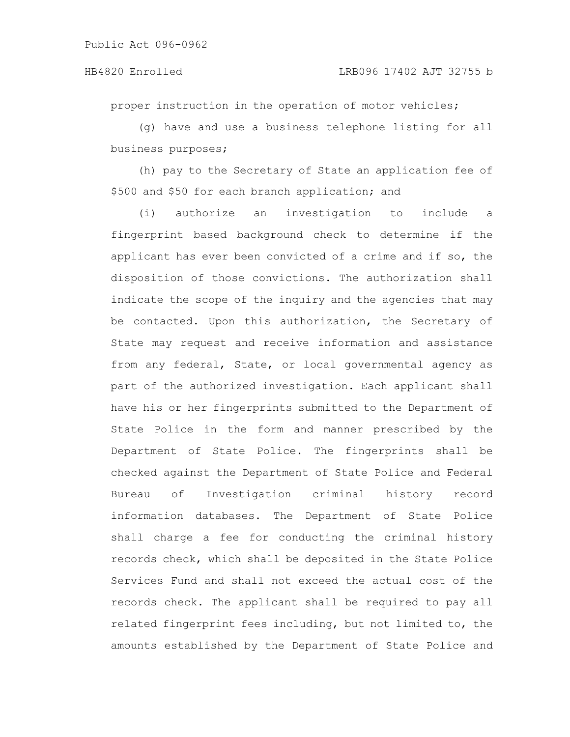proper instruction in the operation of motor vehicles;

(g) have and use a business telephone listing for all business purposes;

(h) pay to the Secretary of State an application fee of $500 and $50 for each branch application; and

(i) authorize an investigation to include a fingerprint based background check to determine if the applicant has ever been convicted of a crime and if so, the disposition of those convictions. The authorization shall indicate the scope of the inquiry and the agencies that may be contacted. Upon this authorization, the Secretary of State may request and receive information and assistance from any federal, State, or local governmental agency as part of the authorized investigation. Each applicant shall have his or her fingerprints submitted to the Department of State Police in the form and manner prescribed by the Department of State Police. The fingerprints shall be checked against the Department of State Police and Federal Bureau of Investigation criminal history record information databases. The Department of State Police shall charge a fee for conducting the criminal history records check, which shall be deposited in the State Police Services Fund and shall not exceed the actual cost of the records check. The applicant shall be required to pay all related fingerprint fees including, but not limited to, the amounts established by the Department of State Police and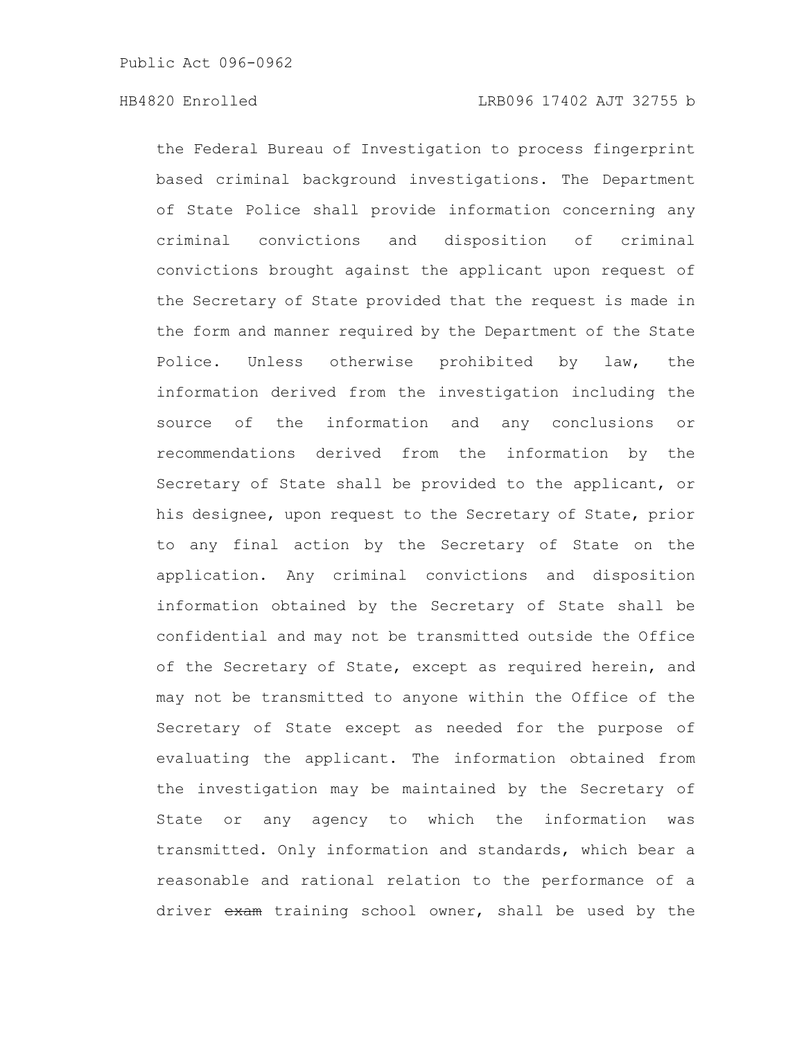the Federal Bureau of Investigation to process fingerprint based criminal background investigations. The Department of State Police shall provide information concerning any criminal convictions and disposition of criminal convictions brought against the applicant upon request of the Secretary of State provided that the request is made in the form and manner required by the Department of the State Police. Unless otherwise prohibited by law, the information derived from the investigation including the source of the information and any conclusions or recommendations derived from the information by the Secretary of State shall be provided to the applicant, or his designee, upon request to the Secretary of State, prior to any final action by the Secretary of State on the application. Any criminal convictions and disposition information obtained by the Secretary of State shall be confidential and may not be transmitted outside the Office of the Secretary of State, except as required herein, and may not be transmitted to anyone within the Office of the Secretary of State except as needed for the purpose of evaluating the applicant. The information obtained from the investigation may be maintained by the Secretary of State or any agency to which the information was transmitted. Only information and standards, which bear a reasonable and rational relation to the performance of a driver ~~exam~~ training school owner, shall be used by the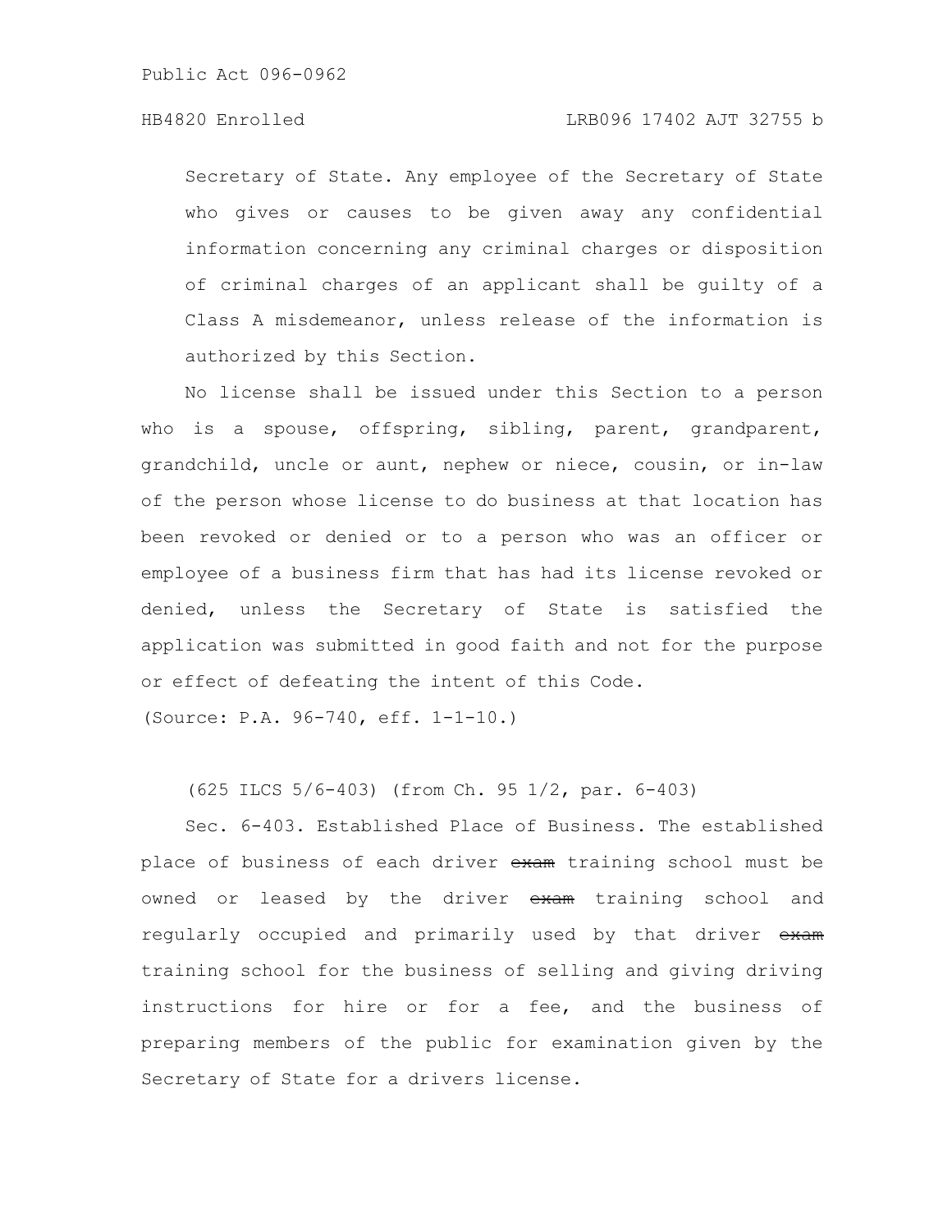Secretary of State. Any employee of the Secretary of State who gives or causes to be given away any confidential information concerning any criminal charges or disposition of criminal charges of an applicant shall be guilty of a Class A misdemeanor, unless release of the information is authorized by this Section.

No license shall be issued under this Section to a person who is a spouse, offspring, sibling, parent, grandparent, grandchild, uncle or aunt, nephew or niece, cousin, or in-law of the person whose license to do business at that location has been revoked or denied or to a person who was an officer or employee of a business firm that has had its license revoked or denied, unless the Secretary of State is satisfied the application was submitted in good faith and not for the purpose or effect of defeating the intent of this Code.

(Source: P.A. 96-740, eff. 1-1-10.)

(625 ILCS 5/6-403) (from Ch. 95 1/2, par. 6-403)

Sec. 6-403. Established Place of Business. The established place of business of each driver ~~exam~~ training school must be owned or leased by the driver ~~exam~~ training school and regularly occupied and primarily used by that driver ~~exam~~ training school for the business of selling and giving driving instructions for hire or for a fee, and the business of preparing members of the public for examination given by the Secretary of State for a drivers license.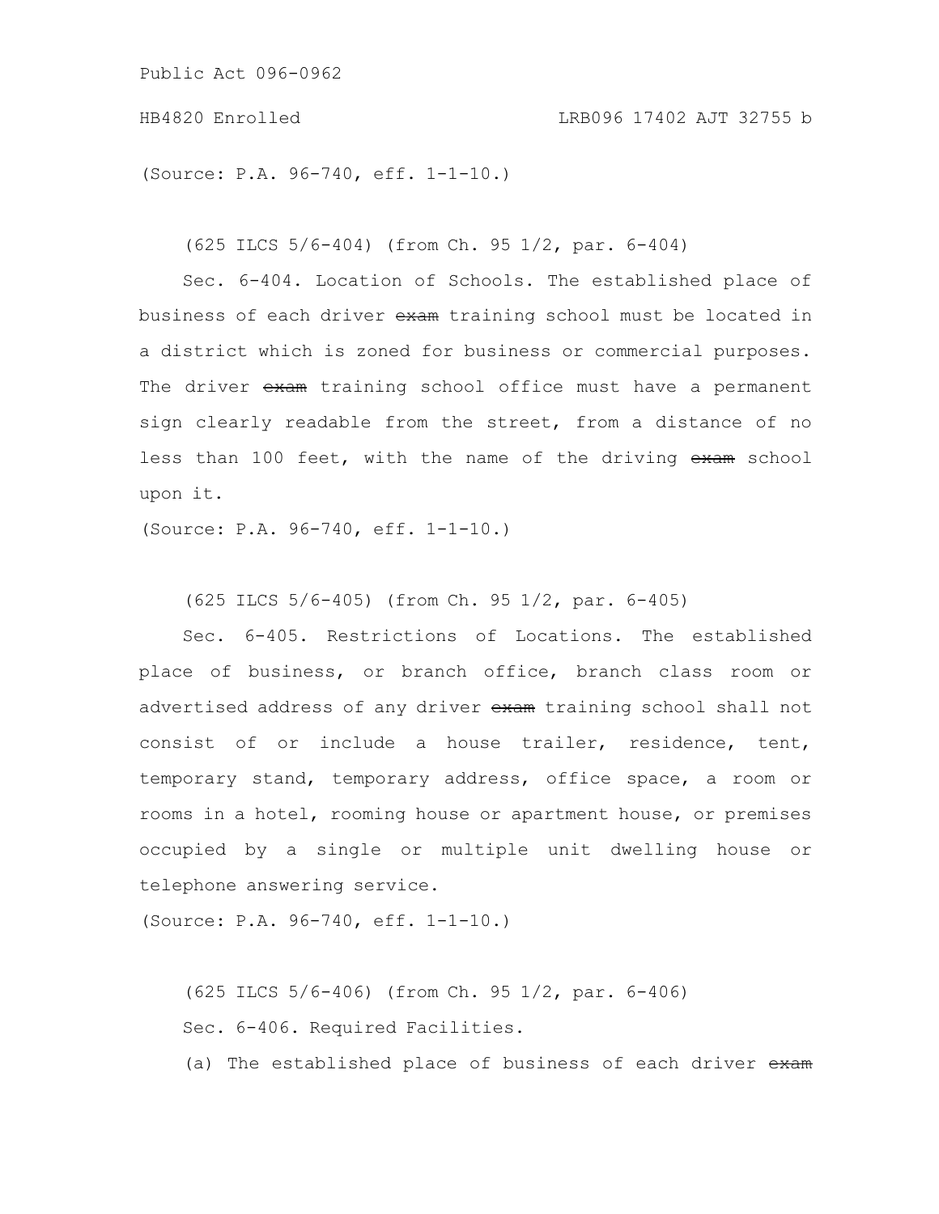(Source: P.A. 96-740, eff. 1-1-10.)

(625 ILCS 5/6-404) (from Ch. 95 1/2, par. 6-404)

Sec. 6-404. Location of Schools. The established place of business of each driver ~~exam~~ training school must be located in a district which is zoned for business or commercial purposes. The driver ~~exam~~ training school office must have a permanent sign clearly readable from the street, from a distance of no less than 100 feet, with the name of the driving ~~exam~~ school upon it.

(Source: P.A. 96-740, eff. 1-1-10.)

(625 ILCS 5/6-405) (from Ch. 95 1/2, par. 6-405)

Sec. 6-405. Restrictions of Locations. The established place of business, or branch office, branch class room or advertised address of any driver ~~exam~~ training school shall not consist of or include a house trailer, residence, tent, temporary stand, temporary address, office space, a room or rooms in a hotel, rooming house or apartment house, or premises occupied by a single or multiple unit dwelling house or telephone answering service.

(Source: P.A. 96-740, eff. 1-1-10.)

(625 ILCS 5/6-406) (from Ch. 95 1/2, par. 6-406)

Sec. 6-406. Required Facilities.

(a) The established place of business of each driver ~~exam~~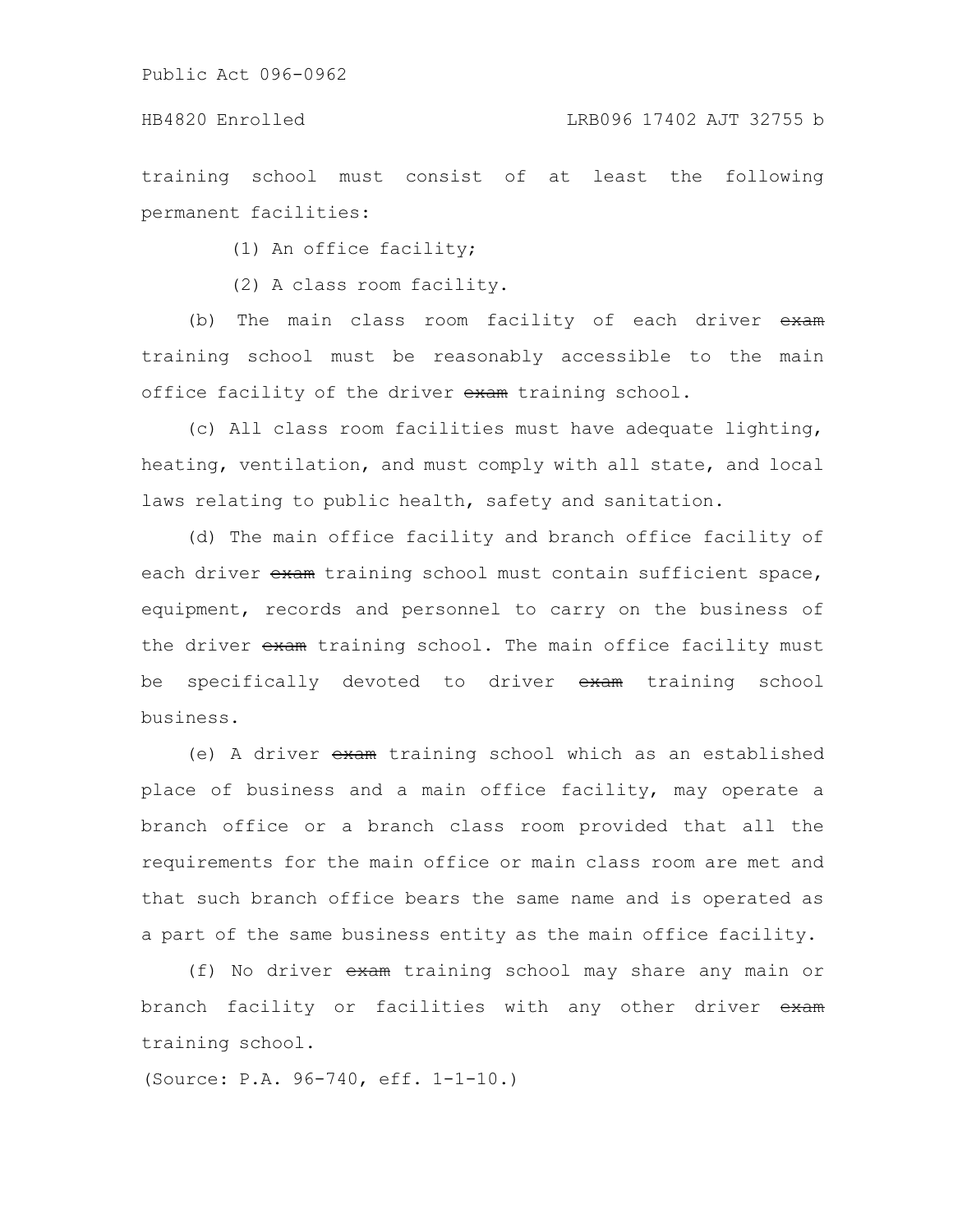training school must consist of at least the following permanent facilities:

(1) An office facility;

(2) A class room facility.

(b) The main class room facility of each driver ~~exam~~ training school must be reasonably accessible to the main office facility of the driver ~~exam~~ training school.

(c) All class room facilities must have adequate lighting, heating, ventilation, and must comply with all state, and local laws relating to public health, safety and sanitation.

(d) The main office facility and branch office facility of each driver ~~exam~~ training school must contain sufficient space, equipment, records and personnel to carry on the business of the driver ~~exam~~ training school. The main office facility must be specifically devoted to driver ~~exam~~ training school business.

(e) A driver ~~exam~~ training school which as an established place of business and a main office facility, may operate a branch office or a branch class room provided that all the requirements for the main office or main class room are met and that such branch office bears the same name and is operated as a part of the same business entity as the main office facility.

(f) No driver ~~exam~~ training school may share any main or branch facility or facilities with any other driver ~~exam~~ training school.

(Source: P.A. 96-740, eff. 1-1-10.)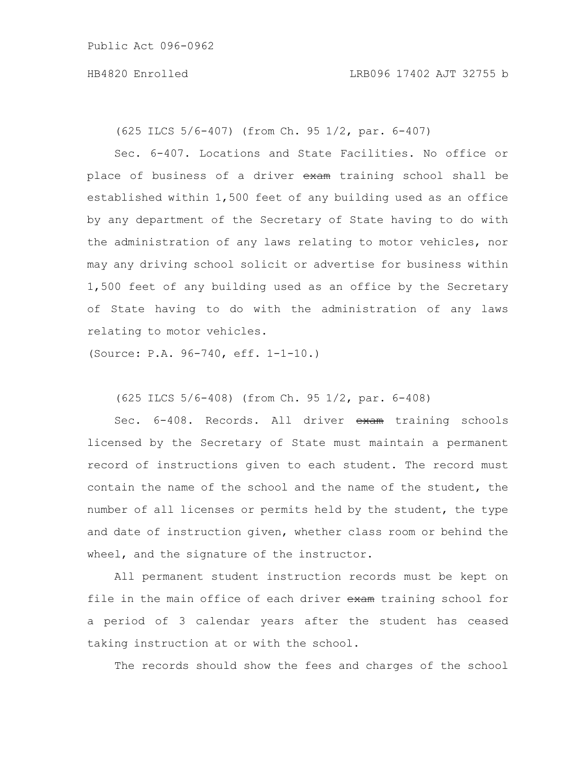(625 ILCS 5/6-407) (from Ch. 95 1/2, par. 6-407)

Sec. 6-407. Locations and State Facilities. No office or place of business of a driver ~~exam~~ training school shall be established within 1,500 feet of any building used as an office by any department of the Secretary of State having to do with the administration of any laws relating to motor vehicles, nor may any driving school solicit or advertise for business within 1,500 feet of any building used as an office by the Secretary of State having to do with the administration of any laws relating to motor vehicles.

(Source: P.A. 96-740, eff. 1-1-10.)

(625 ILCS 5/6-408) (from Ch. 95 1/2, par. 6-408)

Sec. 6-408. Records. All driver ~~exam~~ training schools licensed by the Secretary of State must maintain a permanent record of instructions given to each student. The record must contain the name of the school and the name of the student, the number of all licenses or permits held by the student, the type and date of instruction given, whether class room or behind the wheel, and the signature of the instructor.

All permanent student instruction records must be kept on file in the main office of each driver ~~exam~~ training school for a period of 3 calendar years after the student has ceased taking instruction at or with the school.

The records should show the fees and charges of the school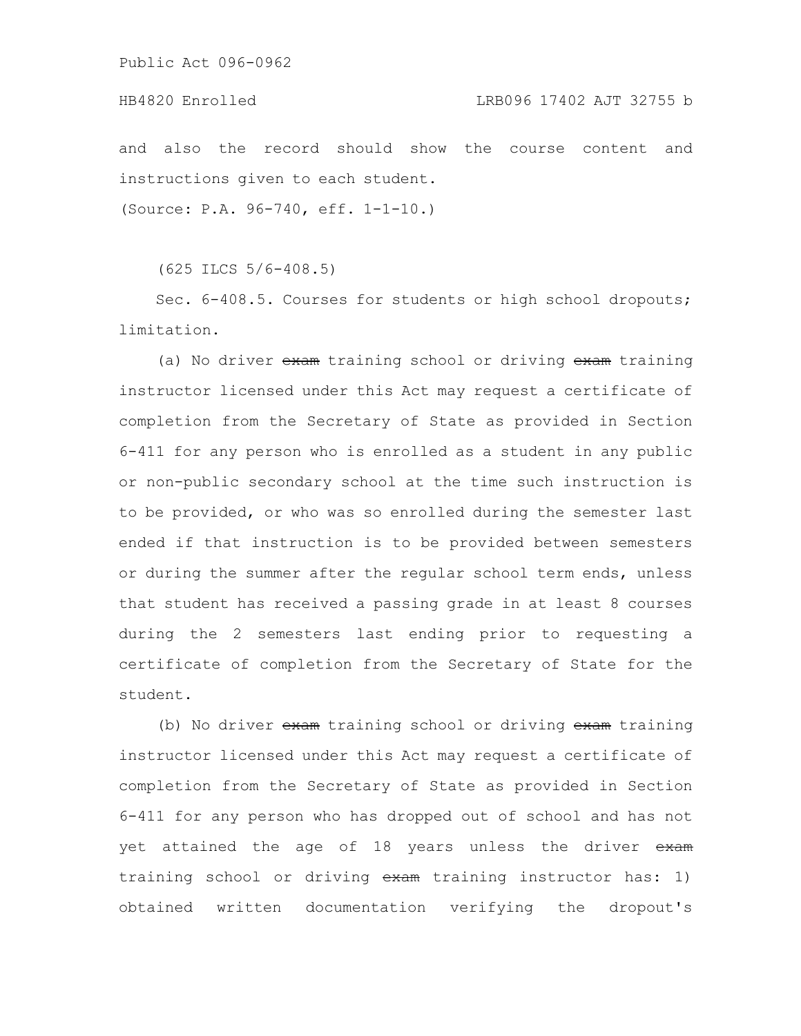and also the record should show the course content and instructions given to each student.

(Source: P.A. 96-740, eff. 1-1-10.)

(625 ILCS 5/6-408.5)

Sec. 6-408.5. Courses for students or high school dropouts; limitation.

(a) No driver ~~exam~~ training school or driving ~~exam~~ training instructor licensed under this Act may request a certificate of completion from the Secretary of State as provided in Section 6-411 for any person who is enrolled as a student in any public or non-public secondary school at the time such instruction is to be provided, or who was so enrolled during the semester last ended if that instruction is to be provided between semesters or during the summer after the regular school term ends, unless that student has received a passing grade in at least 8 courses during the 2 semesters last ending prior to requesting a certificate of completion from the Secretary of State for the student.

(b) No driver ~~exam~~ training school or driving ~~exam~~ training instructor licensed under this Act may request a certificate of completion from the Secretary of State as provided in Section 6-411 for any person who has dropped out of school and has not yet attained the age of 18 years unless the driver ~~exam~~ training school or driving ~~exam~~ training instructor has: 1) obtained written documentation verifying the dropout's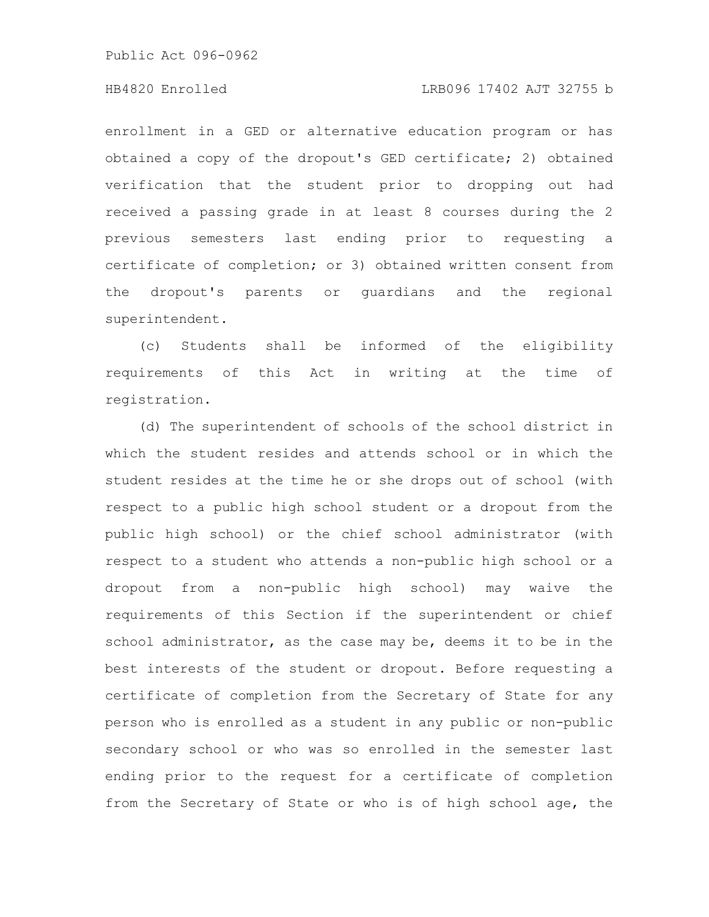enrollment in a GED or alternative education program or has obtained a copy of the dropout's GED certificate; 2) obtained verification that the student prior to dropping out had received a passing grade in at least 8 courses during the 2 previous semesters last ending prior to requesting a certificate of completion; or 3) obtained written consent from the dropout's parents or guardians and the regional superintendent.

(c) Students shall be informed of the eligibility requirements of this Act in writing at the time of registration.

(d) The superintendent of schools of the school district in which the student resides and attends school or in which the student resides at the time he or she drops out of school (with respect to a public high school student or a dropout from the public high school) or the chief school administrator (with respect to a student who attends a non-public high school or a dropout from a non-public high school) may waive the requirements of this Section if the superintendent or chief school administrator, as the case may be, deems it to be in the best interests of the student or dropout. Before requesting a certificate of completion from the Secretary of State for any person who is enrolled as a student in any public or non-public secondary school or who was so enrolled in the semester last ending prior to the request for a certificate of completion from the Secretary of State or who is of high school age, the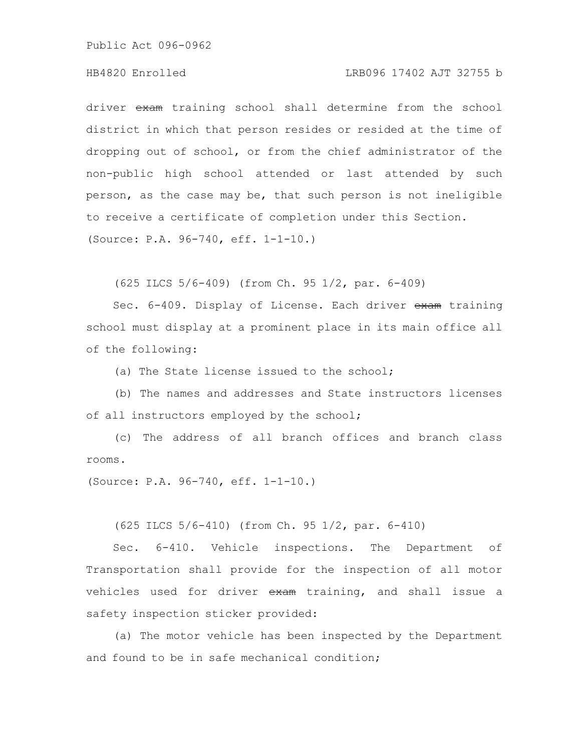driver ~~exam~~ training school shall determine from the school district in which that person resides or resided at the time of dropping out of school, or from the chief administrator of the non-public high school attended or last attended by such person, as the case may be, that such person is not ineligible to receive a certificate of completion under this Section.

(Source: P.A. 96-740, eff. 1-1-10.)

(625 ILCS 5/6-409) (from Ch. 95 1/2, par. 6-409)

Sec. 6-409. Display of License. Each driver ~~exam~~ training school must display at a prominent place in its main office all of the following:

(a) The State license issued to the school;

(b) The names and addresses and State instructors licenses of all instructors employed by the school;

(c) The address of all branch offices and branch class rooms.

(Source: P.A. 96-740, eff. 1-1-10.)

(625 ILCS 5/6-410) (from Ch. 95 1/2, par. 6-410)

Sec. 6-410. Vehicle inspections. The Department of Transportation shall provide for the inspection of all motor vehicles used for driver ~~exam~~ training, and shall issue a safety inspection sticker provided:

(a) The motor vehicle has been inspected by the Department and found to be in safe mechanical condition;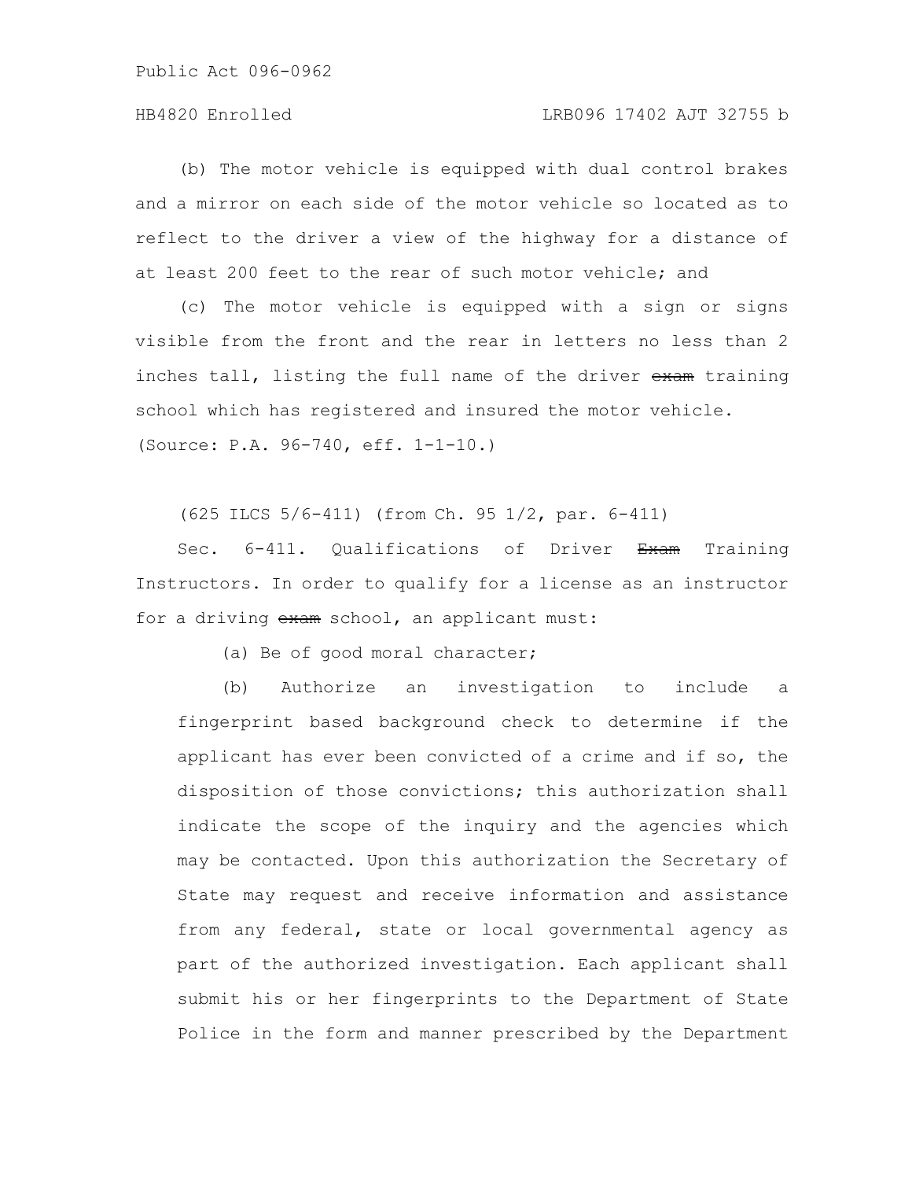(b) The motor vehicle is equipped with dual control brakes and a mirror on each side of the motor vehicle so located as to reflect to the driver a view of the highway for a distance of at least 200 feet to the rear of such motor vehicle; and

(c) The motor vehicle is equipped with a sign or signs visible from the front and the rear in letters no less than 2 inches tall, listing the full name of the driver ~~exam~~ training school which has registered and insured the motor vehicle.

(Source: P.A. 96-740, eff. 1-1-10.)

(625 ILCS 5/6-411) (from Ch. 95 1/2, par. 6-411)

Sec. 6-411. Qualifications of Driver ~~Exam~~ Training Instructors. In order to qualify for a license as an instructor for a driving ~~exam~~ school, an applicant must:

(a) Be of good moral character;

(b) Authorize an investigation to include a fingerprint based background check to determine if the applicant has ever been convicted of a crime and if so, the disposition of those convictions; this authorization shall indicate the scope of the inquiry and the agencies which may be contacted. Upon this authorization the Secretary of State may request and receive information and assistance from any federal, state or local governmental agency as part of the authorized investigation. Each applicant shall submit his or her fingerprints to the Department of State Police in the form and manner prescribed by the Department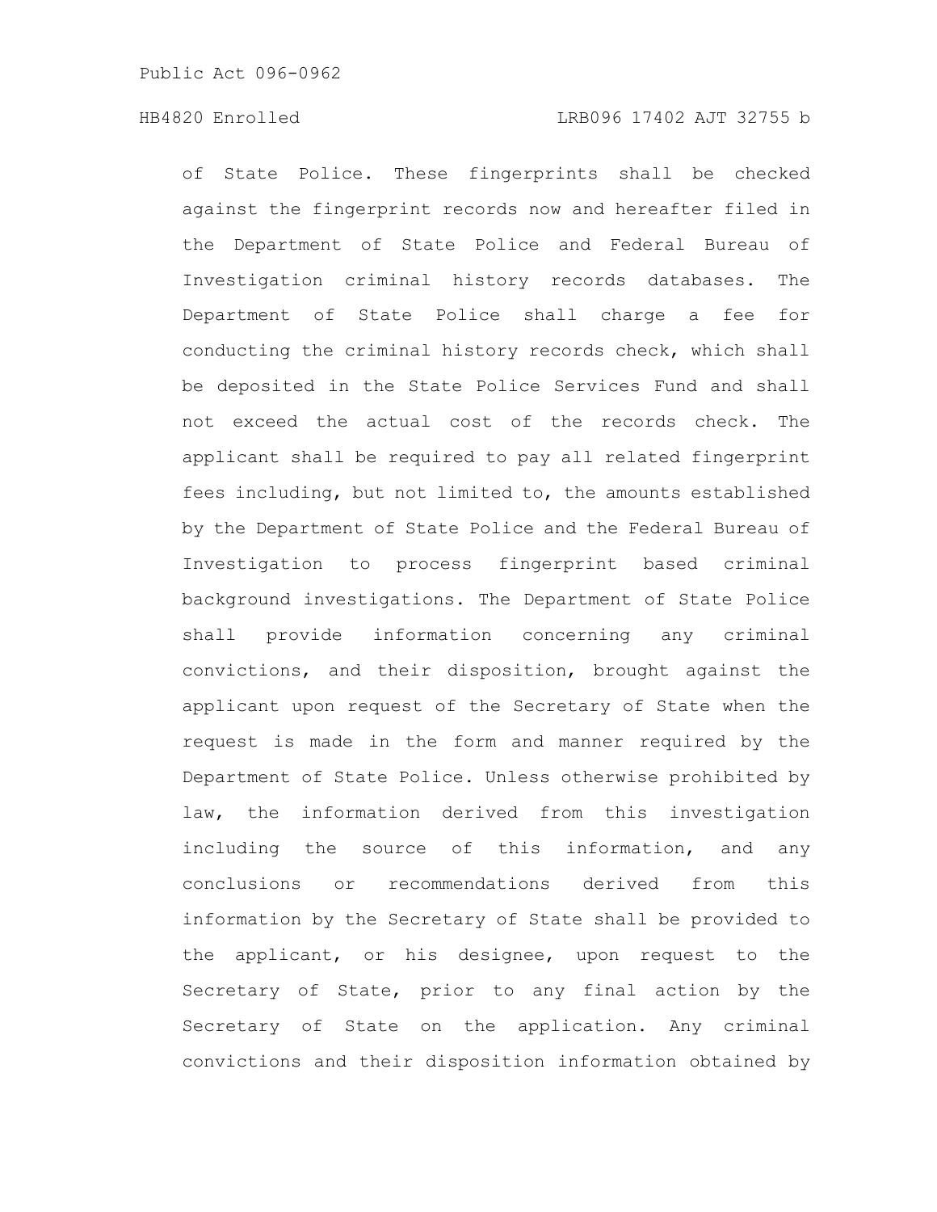of State Police. These fingerprints shall be checked against the fingerprint records now and hereafter filed in the Department of State Police and Federal Bureau of Investigation criminal history records databases. The Department of State Police shall charge a fee for conducting the criminal history records check, which shall be deposited in the State Police Services Fund and shall not exceed the actual cost of the records check. The applicant shall be required to pay all related fingerprint fees including, but not limited to, the amounts established by the Department of State Police and the Federal Bureau of Investigation to process fingerprint based criminal background investigations. The Department of State Police shall provide information concerning any criminal convictions, and their disposition, brought against the applicant upon request of the Secretary of State when the request is made in the form and manner required by the Department of State Police. Unless otherwise prohibited by law, the information derived from this investigation including the source of this information, and any conclusions or recommendations derived from this information by the Secretary of State shall be provided to the applicant, or his designee, upon request to the Secretary of State, prior to any final action by the Secretary of State on the application. Any criminal convictions and their disposition information obtained by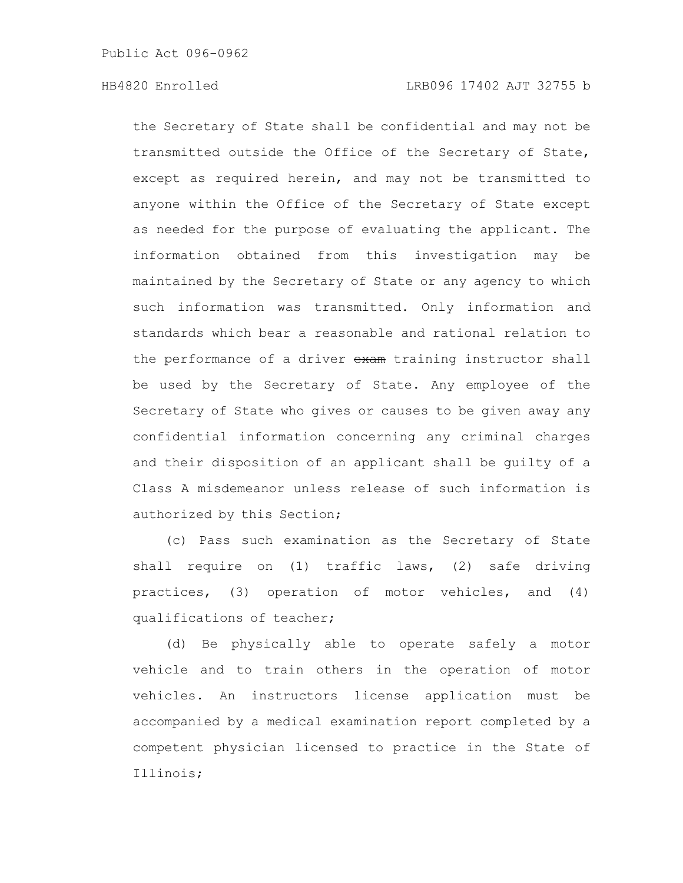the Secretary of State shall be confidential and may not be transmitted outside the Office of the Secretary of State, except as required herein, and may not be transmitted to anyone within the Office of the Secretary of State except as needed for the purpose of evaluating the applicant. The information obtained from this investigation may be maintained by the Secretary of State or any agency to which such information was transmitted. Only information and standards which bear a reasonable and rational relation to the performance of a driver ~~exam~~ training instructor shall be used by the Secretary of State. Any employee of the Secretary of State who gives or causes to be given away any confidential information concerning any criminal charges and their disposition of an applicant shall be guilty of a Class A misdemeanor unless release of such information is authorized by this Section;

(c) Pass such examination as the Secretary of State shall require on (1) traffic laws, (2) safe driving practices, (3) operation of motor vehicles, and (4) qualifications of teacher;

(d) Be physically able to operate safely a motor vehicle and to train others in the operation of motor vehicles. An instructors license application must be accompanied by a medical examination report completed by a competent physician licensed to practice in the State of Illinois;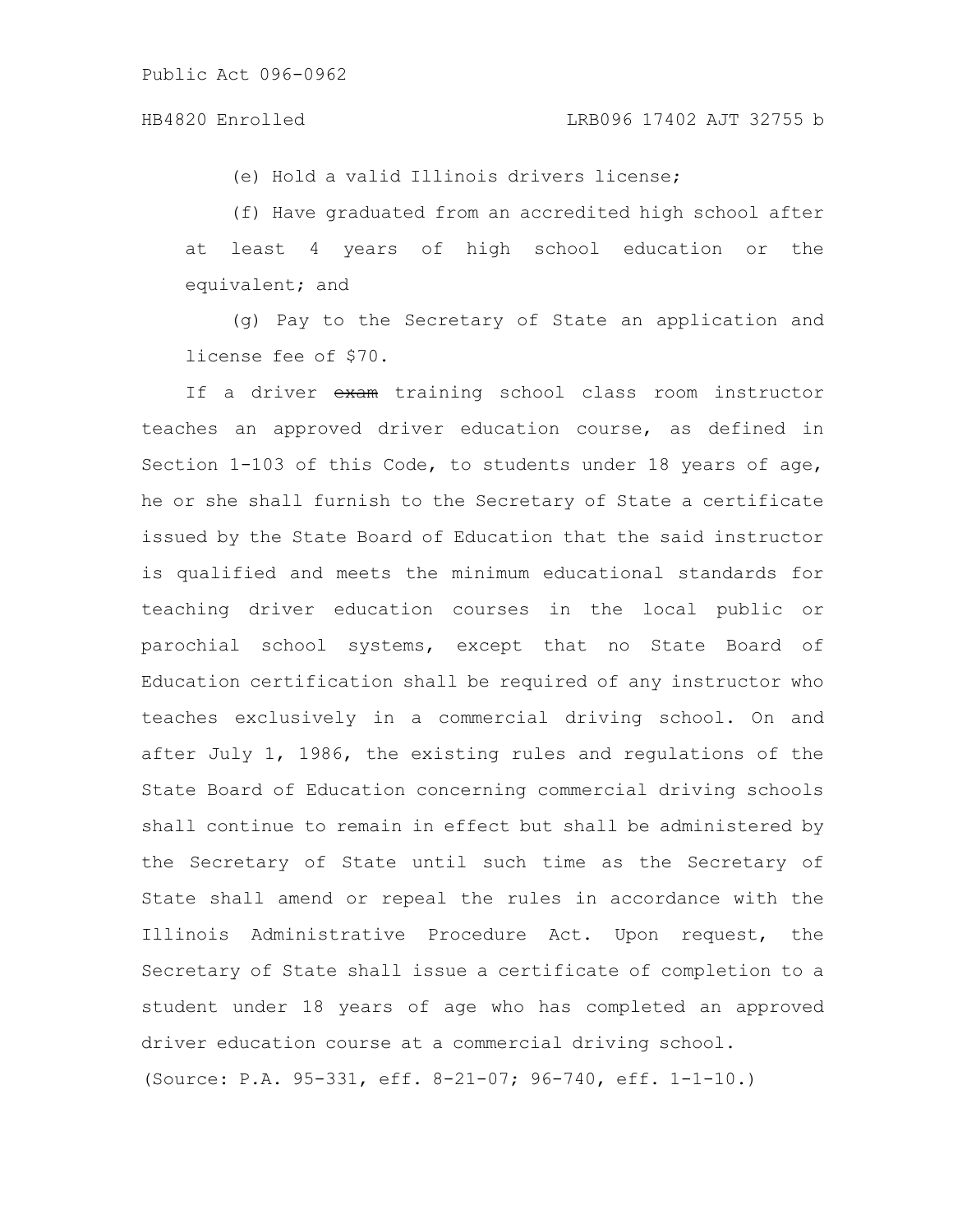(e) Hold a valid Illinois drivers license;

(f) Have graduated from an accredited high school after at least 4 years of high school education or the equivalent; and

(g) Pay to the Secretary of State an application and license fee of $70.

If a driver ~~exam~~ training school class room instructor teaches an approved driver education course, as defined in Section 1-103 of this Code, to students under 18 years of age, he or she shall furnish to the Secretary of State a certificate issued by the State Board of Education that the said instructor is qualified and meets the minimum educational standards for teaching driver education courses in the local public or parochial school systems, except that no State Board of Education certification shall be required of any instructor who teaches exclusively in a commercial driving school. On and after July 1, 1986, the existing rules and regulations of the State Board of Education concerning commercial driving schools shall continue to remain in effect but shall be administered by the Secretary of State until such time as the Secretary of State shall amend or repeal the rules in accordance with the Illinois Administrative Procedure Act. Upon request, the Secretary of State shall issue a certificate of completion to a student under 18 years of age who has completed an approved driver education course at a commercial driving school.

(Source: P.A. 95-331, eff. 8-21-07; 96-740, eff. 1-1-10.)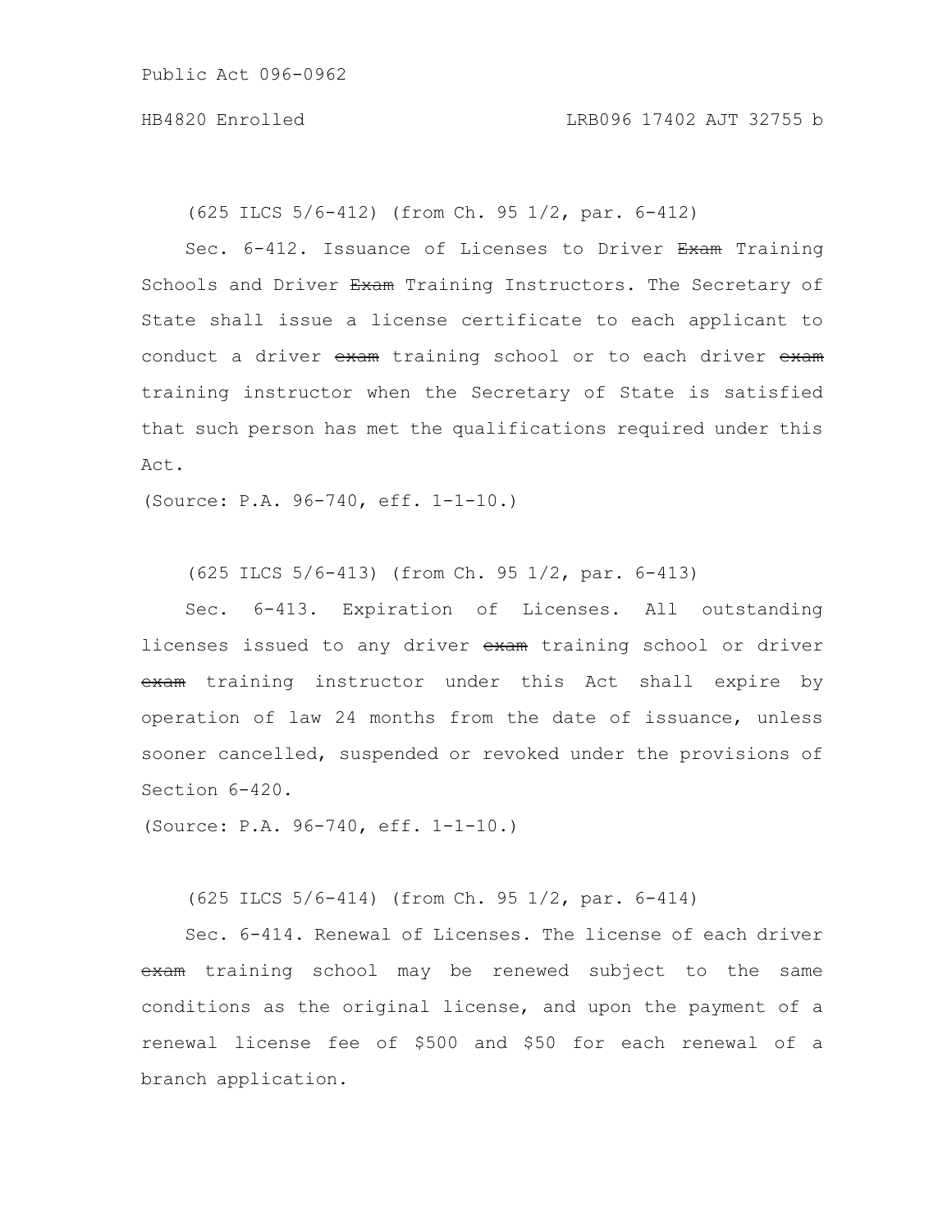(625 ILCS 5/6-412) (from Ch. 95 1/2, par. 6-412)

Sec. 6-412. Issuance of Licenses to Driver ~~Exam~~ Training Schools and Driver ~~Exam~~ Training Instructors. The Secretary of State shall issue a license certificate to each applicant to conduct a driver ~~exam~~ training school or to each driver ~~exam~~ training instructor when the Secretary of State is satisfied that such person has met the qualifications required under this Act.

(Source: P.A. 96-740, eff. 1-1-10.)

(625 ILCS 5/6-413) (from Ch. 95 1/2, par. 6-413)

Sec. 6-413. Expiration of Licenses. All outstanding licenses issued to any driver ~~exam~~ training school or driver ~~exam~~ training instructor under this Act shall expire by operation of law 24 months from the date of issuance, unless sooner cancelled, suspended or revoked under the provisions of Section 6-420.

(Source: P.A. 96-740, eff. 1-1-10.)

(625 ILCS 5/6-414) (from Ch. 95 1/2, par. 6-414)

Sec. 6-414. Renewal of Licenses. The license of each driver ~~exam~~ training school may be renewed subject to the same conditions as the original license, and upon the payment of a renewal license fee of $500 and $50 for each renewal of a branch application.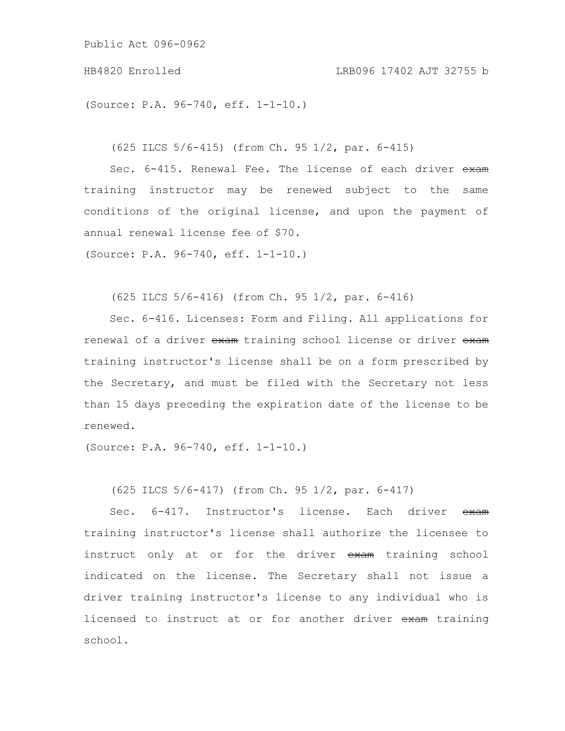(Source: P.A. 96-740, eff. 1-1-10.)

(625 ILCS 5/6-415) (from Ch. 95 1/2, par. 6-415)

Sec. 6-415. Renewal Fee. The license of each driver ~~exam~~ training instructor may be renewed subject to the same conditions of the original license, and upon the payment of annual renewal license fee of $70.

(Source: P.A. 96-740, eff. 1-1-10.)

(625 ILCS 5/6-416) (from Ch. 95 1/2, par. 6-416)

Sec. 6-416. Licenses: Form and Filing. All applications for renewal of a driver ~~exam~~ training school license or driver ~~exam~~ training instructor's license shall be on a form prescribed by the Secretary, and must be filed with the Secretary not less than 15 days preceding the expiration date of the license to be renewed.

(Source: P.A. 96-740, eff. 1-1-10.)

(625 ILCS 5/6-417) (from Ch. 95 1/2, par. 6-417)

Sec. 6-417. Instructor's license. Each driver ~~exam~~ training instructor's license shall authorize the licensee to instruct only at or for the driver ~~exam~~ training school indicated on the license. The Secretary shall not issue a driver training instructor's license to any individual who is licensed to instruct at or for another driver ~~exam~~ training school.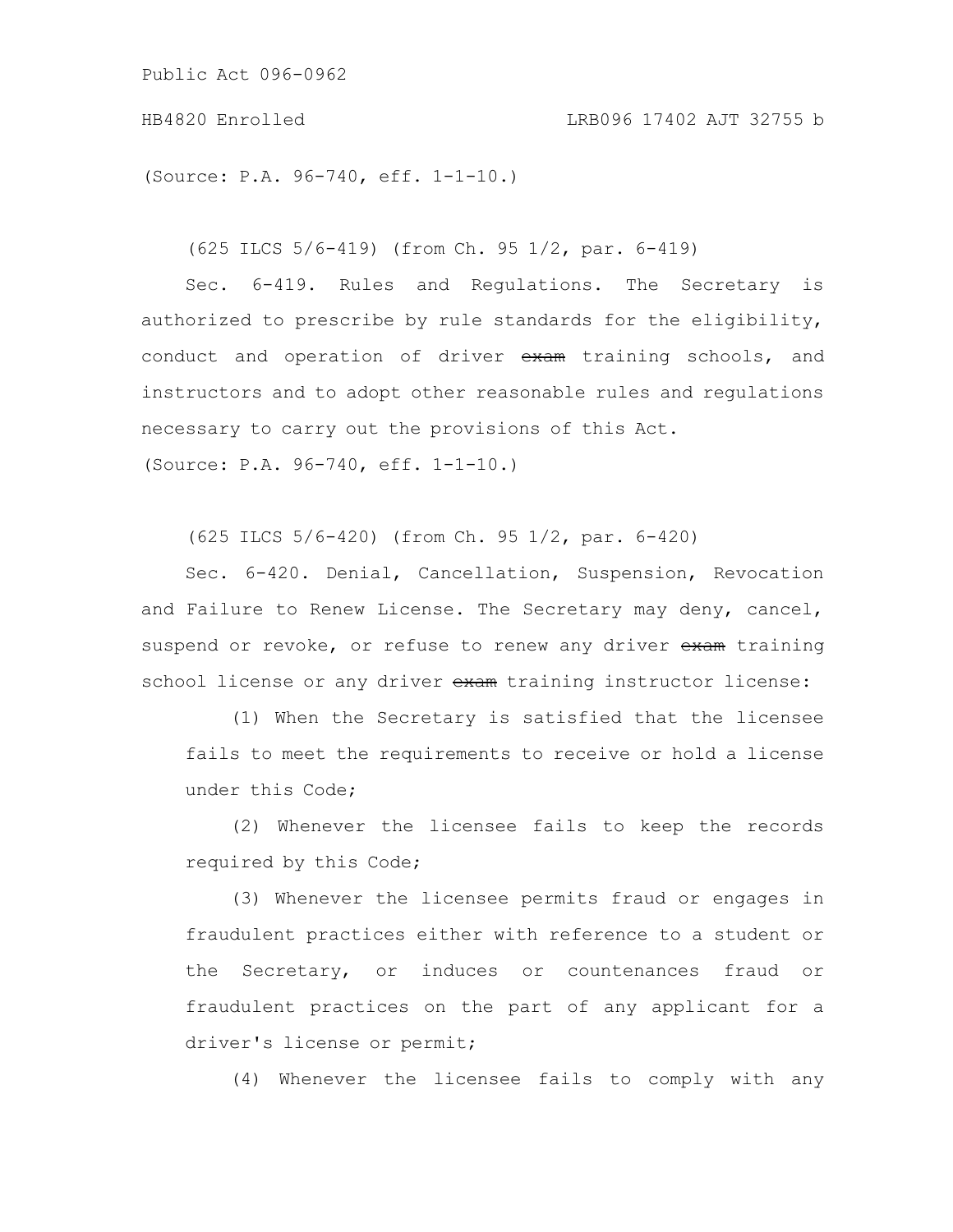(Source: P.A. 96-740, eff. 1-1-10.)

(625 ILCS 5/6-419) (from Ch. 95 1/2, par. 6-419)

Sec. 6-419. Rules and Regulations. The Secretary is authorized to prescribe by rule standards for the eligibility, conduct and operation of driver ~~exam~~ training schools, and instructors and to adopt other reasonable rules and regulations necessary to carry out the provisions of this Act.

(Source: P.A. 96-740, eff. 1-1-10.)

(625 ILCS 5/6-420) (from Ch. 95 1/2, par. 6-420)

Sec. 6-420. Denial, Cancellation, Suspension, Revocation and Failure to Renew License. The Secretary may deny, cancel, suspend or revoke, or refuse to renew any driver ~~exam~~ training school license or any driver ~~exam~~ training instructor license:

(1) When the Secretary is satisfied that the licensee fails to meet the requirements to receive or hold a license under this Code;

(2) Whenever the licensee fails to keep the records required by this Code;

(3) Whenever the licensee permits fraud or engages in fraudulent practices either with reference to a student or the Secretary, or induces or countenances fraud or fraudulent practices on the part of any applicant for a driver's license or permit;

(4) Whenever the licensee fails to comply with any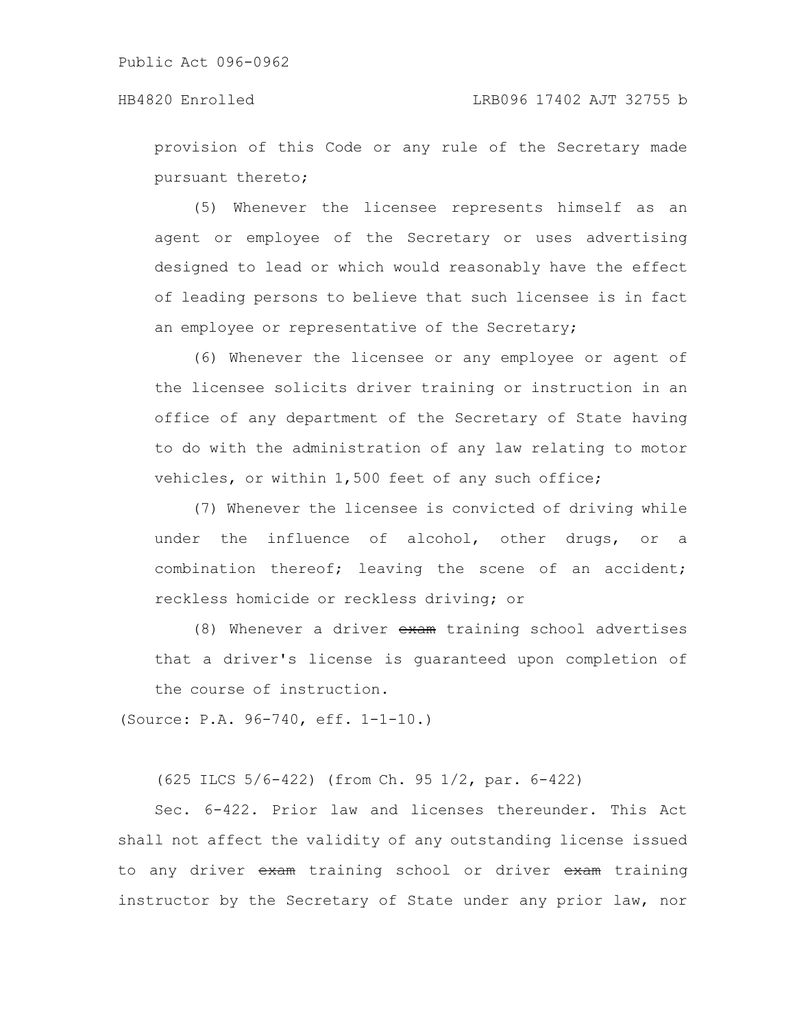provision of this Code or any rule of the Secretary made pursuant thereto;

(5) Whenever the licensee represents himself as an agent or employee of the Secretary or uses advertising designed to lead or which would reasonably have the effect of leading persons to believe that such licensee is in fact an employee or representative of the Secretary;

(6) Whenever the licensee or any employee or agent of the licensee solicits driver training or instruction in an office of any department of the Secretary of State having to do with the administration of any law relating to motor vehicles, or within 1,500 feet of any such office;

(7) Whenever the licensee is convicted of driving while under the influence of alcohol, other drugs, or a combination thereof; leaving the scene of an accident; reckless homicide or reckless driving; or

(8) Whenever a driver ~~exam~~ training school advertises that a driver's license is guaranteed upon completion of the course of instruction.

(Source: P.A. 96-740, eff. 1-1-10.)

(625 ILCS 5/6-422) (from Ch. 95 1/2, par. 6-422)

Sec. 6-422. Prior law and licenses thereunder. This Act shall not affect the validity of any outstanding license issued to any driver ~~exam~~ training school or driver ~~exam~~ training instructor by the Secretary of State under any prior law, nor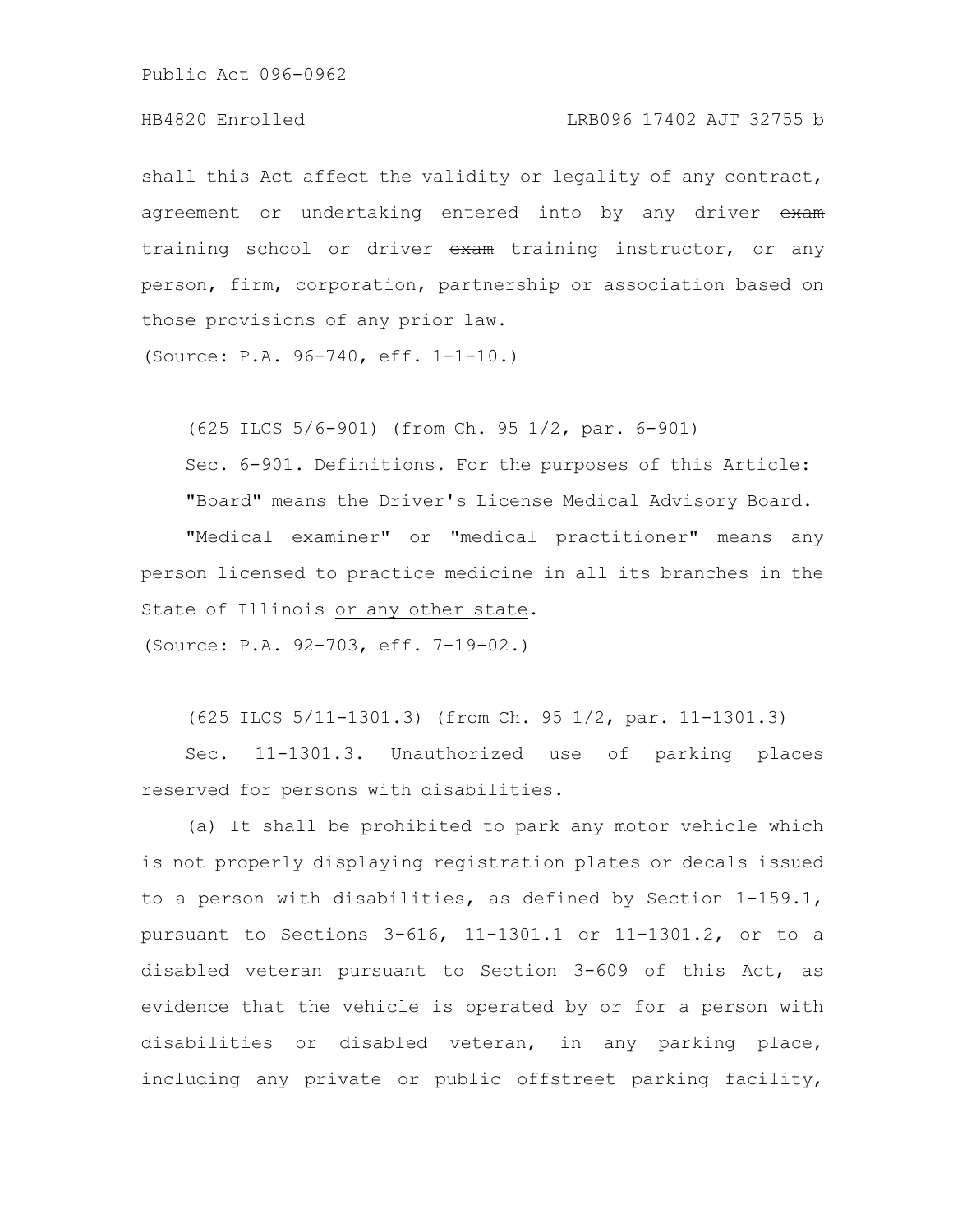shall this Act affect the validity or legality of any contract, agreement or undertaking entered into by any driver ~~exam~~ training school or driver ~~exam~~ training instructor, or any person, firm, corporation, partnership or association based on those provisions of any prior law.

(Source: P.A. 96-740, eff. 1-1-10.)

(625 ILCS 5/6-901) (from Ch. 95 1/2, par. 6-901)

Sec. 6-901. Definitions. For the purposes of this Article:

"Board" means the Driver's License Medical Advisory Board.

"Medical examiner" or "medical practitioner" means any person licensed to practice medicine in all its branches in the State of Illinois <u>or any other state</u>.

(Source: P.A. 92-703, eff. 7-19-02.)

(625 ILCS 5/11-1301.3) (from Ch. 95 1/2, par. 11-1301.3)

Sec. 11-1301.3. Unauthorized use of parking places reserved for persons with disabilities.

(a) It shall be prohibited to park any motor vehicle which is not properly displaying registration plates or decals issued to a person with disabilities, as defined by Section 1-159.1, pursuant to Sections 3-616, 11-1301.1 or 11-1301.2, or to a disabled veteran pursuant to Section 3-609 of this Act, as evidence that the vehicle is operated by or for a person with disabilities or disabled veteran, in any parking place, including any private or public offstreet parking facility,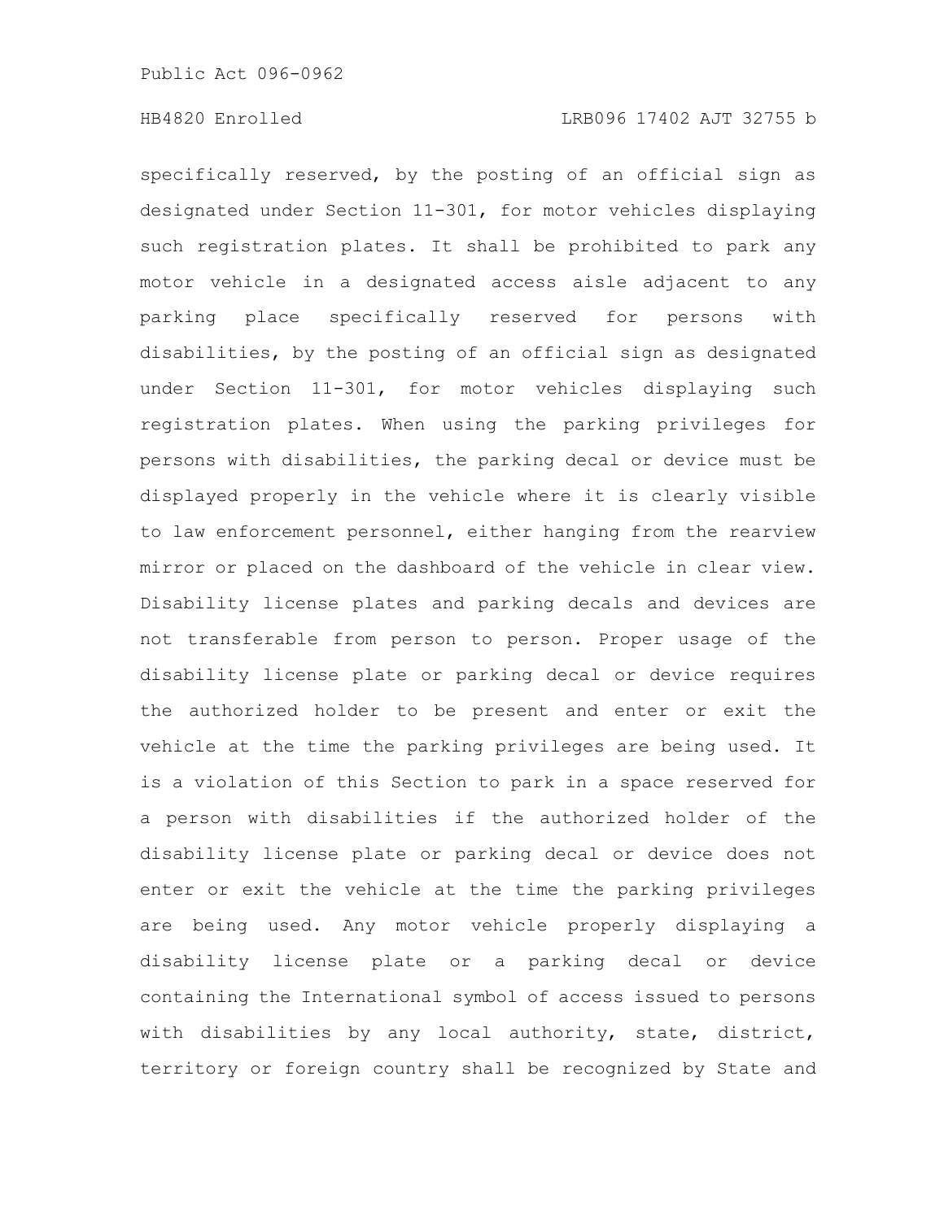specifically reserved, by the posting of an official sign as designated under Section 11-301, for motor vehicles displaying such registration plates. It shall be prohibited to park any motor vehicle in a designated access aisle adjacent to any parking place specifically reserved for persons with disabilities, by the posting of an official sign as designated under Section 11-301, for motor vehicles displaying such registration plates. When using the parking privileges for persons with disabilities, the parking decal or device must be displayed properly in the vehicle where it is clearly visible to law enforcement personnel, either hanging from the rearview mirror or placed on the dashboard of the vehicle in clear view. Disability license plates and parking decals and devices are not transferable from person to person. Proper usage of the disability license plate or parking decal or device requires the authorized holder to be present and enter or exit the vehicle at the time the parking privileges are being used. It is a violation of this Section to park in a space reserved for a person with disabilities if the authorized holder of the disability license plate or parking decal or device does not enter or exit the vehicle at the time the parking privileges are being used. Any motor vehicle properly displaying a disability license plate or a parking decal or device containing the International symbol of access issued to persons with disabilities by any local authority, state, district, territory or foreign country shall be recognized by State and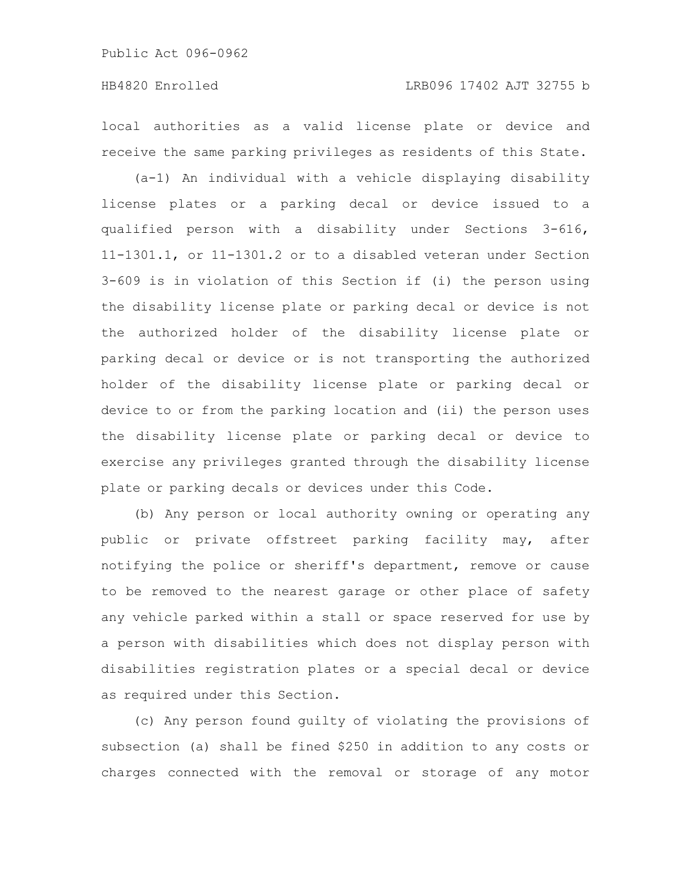local authorities as a valid license plate or device and receive the same parking privileges as residents of this State.

(a-1) An individual with a vehicle displaying disability license plates or a parking decal or device issued to a qualified person with a disability under Sections 3-616, 11-1301.1, or 11-1301.2 or to a disabled veteran under Section 3-609 is in violation of this Section if (i) the person using the disability license plate or parking decal or device is not the authorized holder of the disability license plate or parking decal or device or is not transporting the authorized holder of the disability license plate or parking decal or device to or from the parking location and (ii) the person uses the disability license plate or parking decal or device to exercise any privileges granted through the disability license plate or parking decals or devices under this Code.

(b) Any person or local authority owning or operating any public or private offstreet parking facility may, after notifying the police or sheriff's department, remove or cause to be removed to the nearest garage or other place of safety any vehicle parked within a stall or space reserved for use by a person with disabilities which does not display person with disabilities registration plates or a special decal or device as required under this Section.

(c) Any person found guilty of violating the provisions of subsection (a) shall be fined $250 in addition to any costs or charges connected with the removal or storage of any motor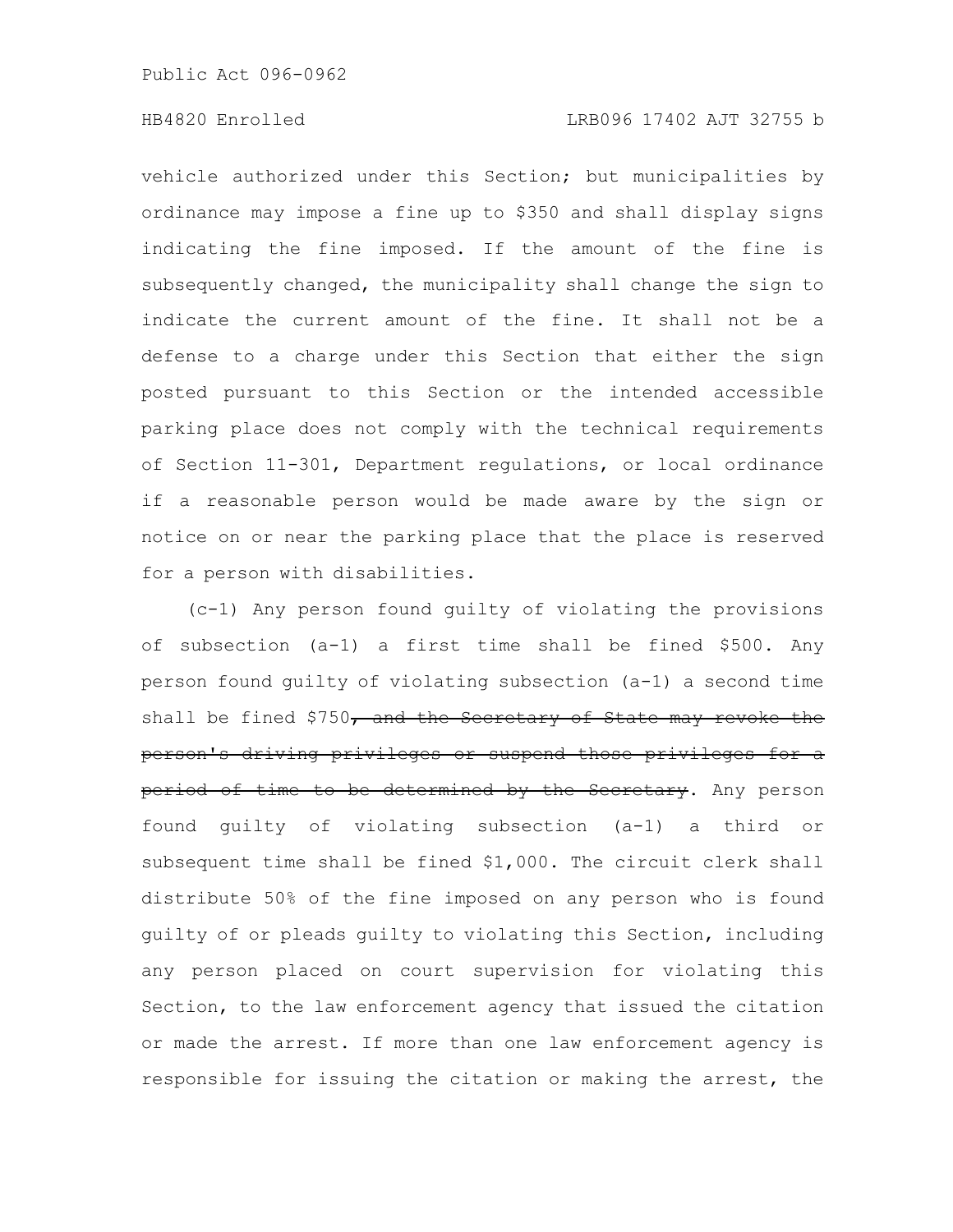vehicle authorized under this Section; but municipalities by ordinance may impose a fine up to $350 and shall display signs indicating the fine imposed. If the amount of the fine is subsequently changed, the municipality shall change the sign to indicate the current amount of the fine. It shall not be a defense to a charge under this Section that either the sign posted pursuant to this Section or the intended accessible parking place does not comply with the technical requirements of Section 11-301, Department regulations, or local ordinance if a reasonable person would be made aware by the sign or notice on or near the parking place that the place is reserved for a person with disabilities.

(c-1) Any person found guilty of violating the provisions of subsection (a-1) a first time shall be fined $500. Any person found guilty of violating subsection (a-1) a second time shall be fined $750~~, and the Secretary of State may revoke the person's driving privileges or suspend those privileges for a period of time to be determined by the Secretary~~. Any person found guilty of violating subsection (a-1) a third or subsequent time shall be fined $1,000. The circuit clerk shall distribute 50% of the fine imposed on any person who is found guilty of or pleads guilty to violating this Section, including any person placed on court supervision for violating this Section, to the law enforcement agency that issued the citation or made the arrest. If more than one law enforcement agency is responsible for issuing the citation or making the arrest, the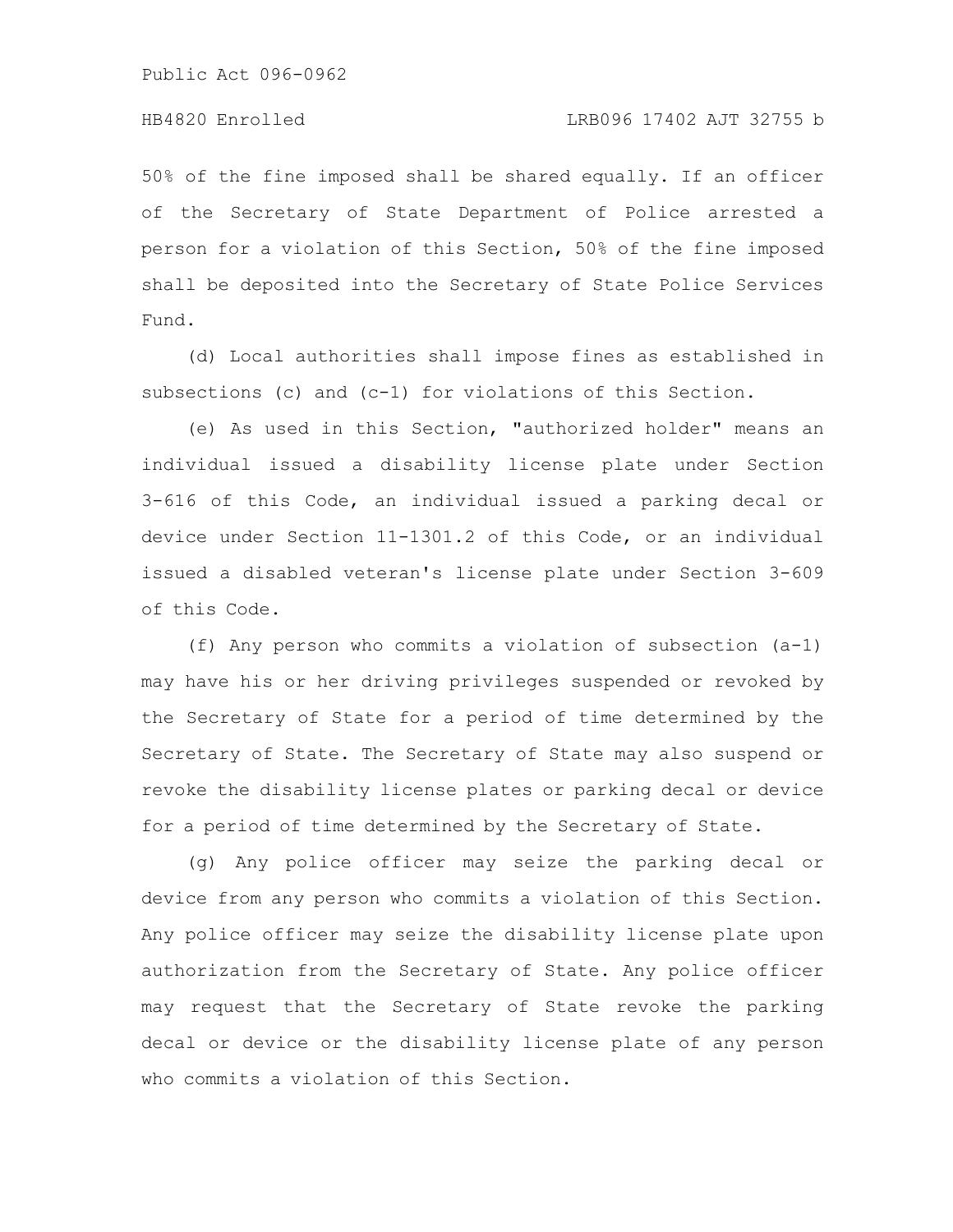50% of the fine imposed shall be shared equally. If an officer of the Secretary of State Department of Police arrested a person for a violation of this Section, 50% of the fine imposed shall be deposited into the Secretary of State Police Services Fund.

(d) Local authorities shall impose fines as established in subsections (c) and (c-1) for violations of this Section.

(e) As used in this Section, "authorized holder" means an individual issued a disability license plate under Section 3-616 of this Code, an individual issued a parking decal or device under Section 11-1301.2 of this Code, or an individual issued a disabled veteran's license plate under Section 3-609 of this Code.

(f) Any person who commits a violation of subsection (a-1) may have his or her driving privileges suspended or revoked by the Secretary of State for a period of time determined by the Secretary of State. The Secretary of State may also suspend or revoke the disability license plates or parking decal or device for a period of time determined by the Secretary of State.

(g) Any police officer may seize the parking decal or device from any person who commits a violation of this Section. Any police officer may seize the disability license plate upon authorization from the Secretary of State. Any police officer may request that the Secretary of State revoke the parking decal or device or the disability license plate of any person who commits a violation of this Section.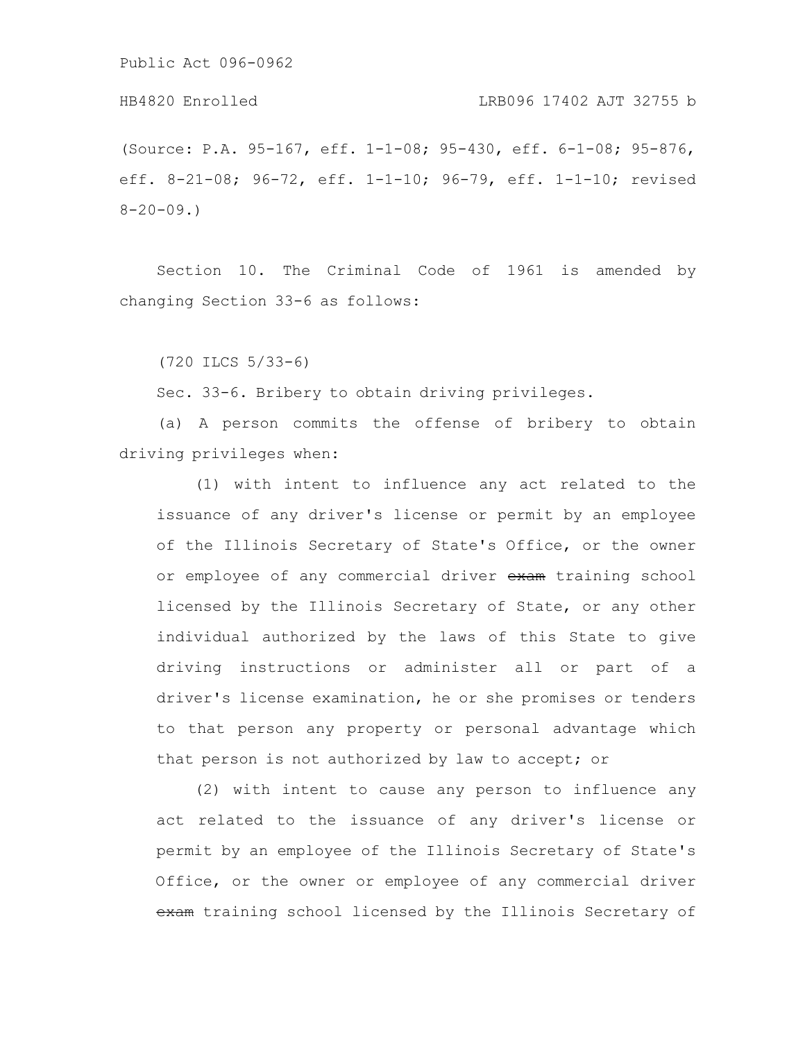(Source: P.A. 95-167, eff. 1-1-08; 95-430, eff. 6-1-08; 95-876, eff. 8-21-08; 96-72, eff. 1-1-10; 96-79, eff. 1-1-10; revised 8-20-09.)

Section 10. The Criminal Code of 1961 is amended by changing Section 33-6 as follows:

(720 ILCS 5/33-6)

Sec. 33-6. Bribery to obtain driving privileges.

(a) A person commits the offense of bribery to obtain driving privileges when:

(1) with intent to influence any act related to the issuance of any driver's license or permit by an employee of the Illinois Secretary of State's Office, or the owner or employee of any commercial driver ~~exam~~ training school licensed by the Illinois Secretary of State, or any other individual authorized by the laws of this State to give driving instructions or administer all or part of a driver's license examination, he or she promises or tenders to that person any property or personal advantage which that person is not authorized by law to accept; or

(2) with intent to cause any person to influence any act related to the issuance of any driver's license or permit by an employee of the Illinois Secretary of State's Office, or the owner or employee of any commercial driver ~~exam~~ training school licensed by the Illinois Secretary of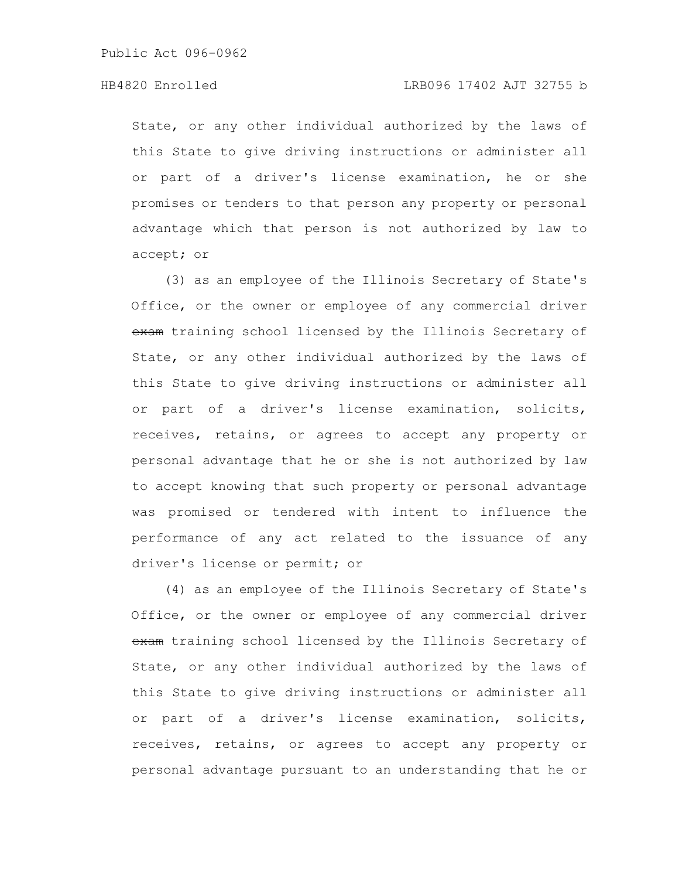State, or any other individual authorized by the laws of this State to give driving instructions or administer all or part of a driver's license examination, he or she promises or tenders to that person any property or personal advantage which that person is not authorized by law to accept; or

(3) as an employee of the Illinois Secretary of State's Office, or the owner or employee of any commercial driver ~~exam~~ training school licensed by the Illinois Secretary of State, or any other individual authorized by the laws of this State to give driving instructions or administer all or part of a driver's license examination, solicits, receives, retains, or agrees to accept any property or personal advantage that he or she is not authorized by law to accept knowing that such property or personal advantage was promised or tendered with intent to influence the performance of any act related to the issuance of any driver's license or permit; or

(4) as an employee of the Illinois Secretary of State's Office, or the owner or employee of any commercial driver ~~exam~~ training school licensed by the Illinois Secretary of State, or any other individual authorized by the laws of this State to give driving instructions or administer all or part of a driver's license examination, solicits, receives, retains, or agrees to accept any property or personal advantage pursuant to an understanding that he or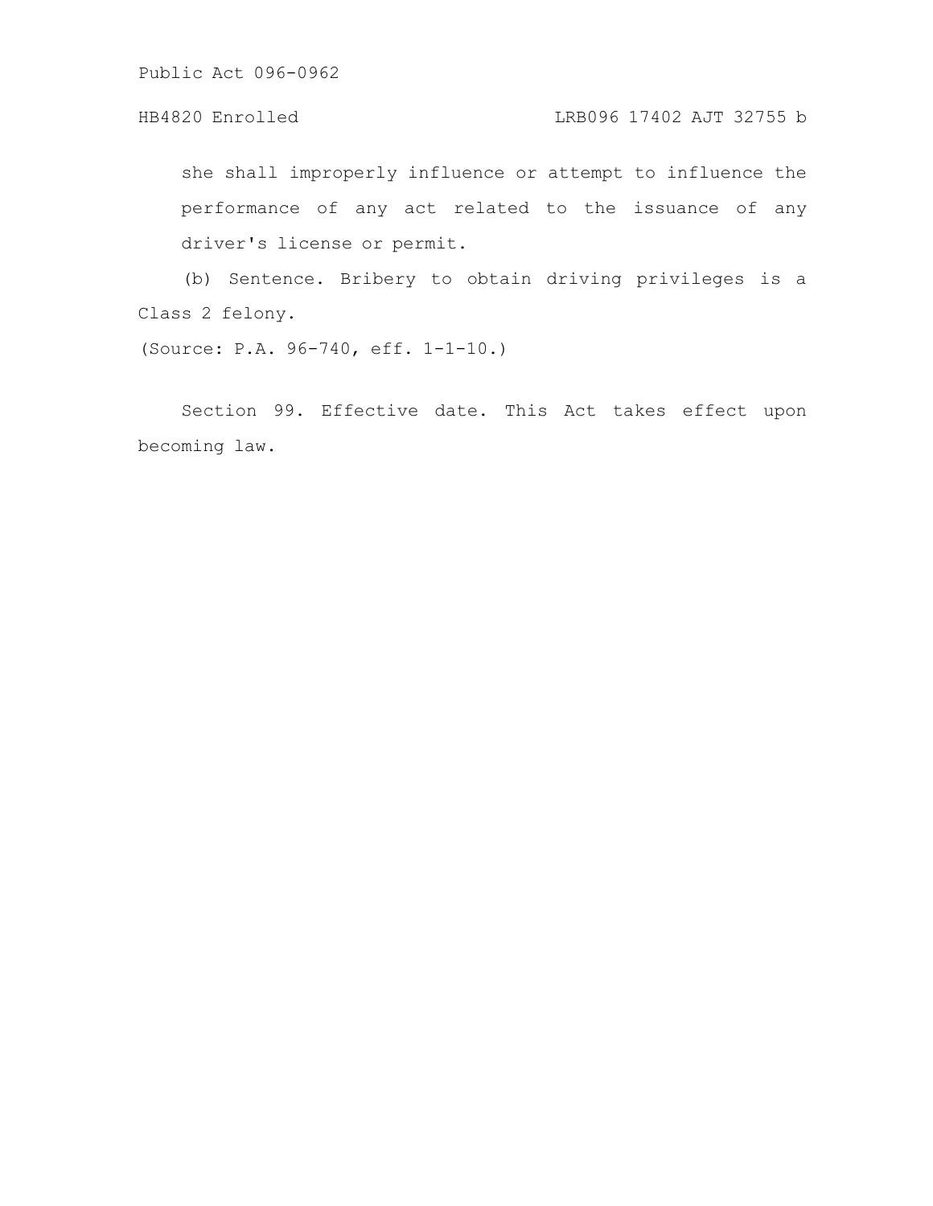she shall improperly influence or attempt to influence the performance of any act related to the issuance of any driver's license or permit.

(b) Sentence. Bribery to obtain driving privileges is a Class 2 felony.

(Source: P.A. 96-740, eff. 1-1-10.)

Section 99. Effective date. This Act takes effect upon becoming law.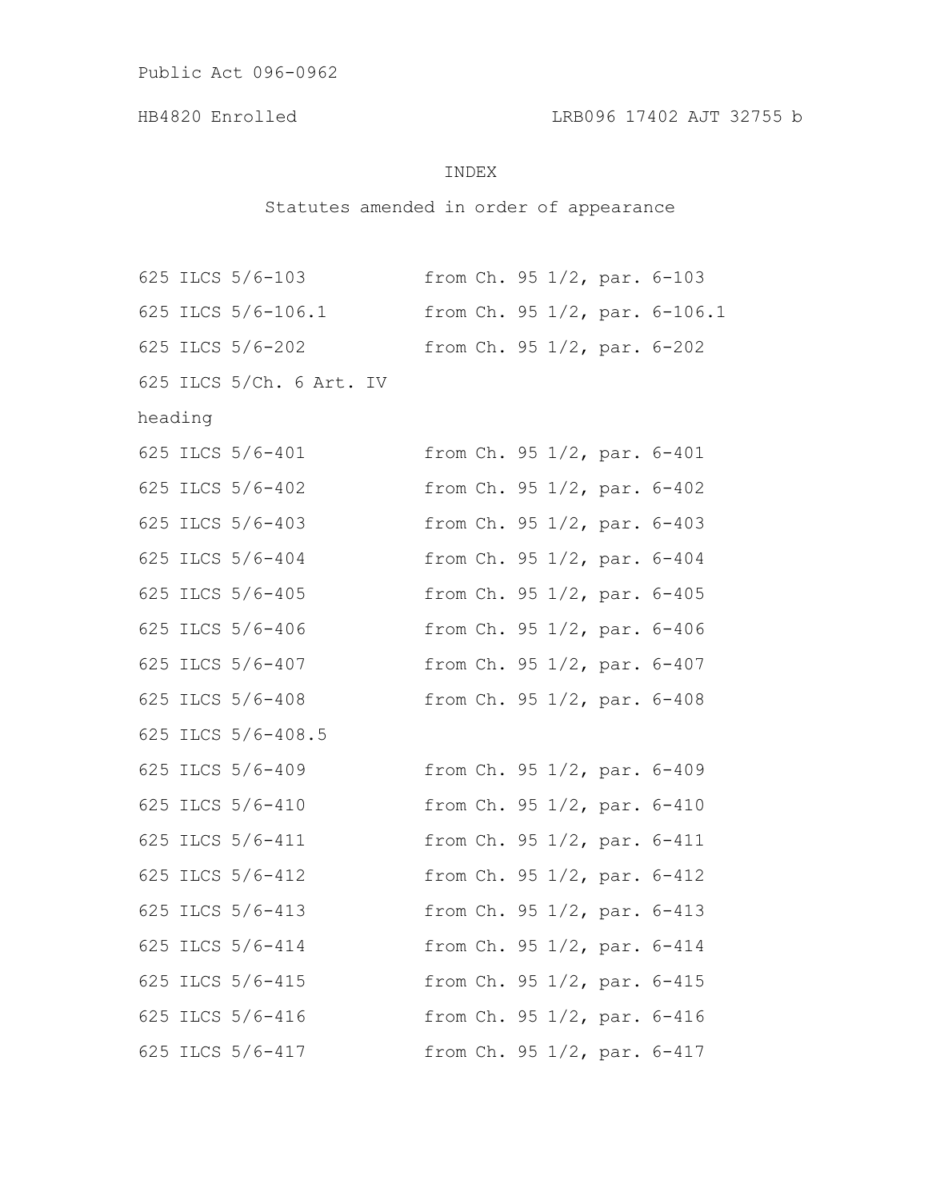# INDEX

Statutes amended in order of appearance

| | |
|---|---|
| 625 ILCS 5/6-103 | from Ch. 95 1/2, par. 6-103 |
| 625 ILCS 5/6-106.1 | from Ch. 95 1/2, par. 6-106.1 |
| 625 ILCS 5/6-202 | from Ch. 95 1/2, par. 6-202 |
| 625 ILCS 5/Ch. 6 Art. IV heading | |
| 625 ILCS 5/6-401 | from Ch. 95 1/2, par. 6-401 |
| 625 ILCS 5/6-402 | from Ch. 95 1/2, par. 6-402 |
| 625 ILCS 5/6-403 | from Ch. 95 1/2, par. 6-403 |
| 625 ILCS 5/6-404 | from Ch. 95 1/2, par. 6-404 |
| 625 ILCS 5/6-405 | from Ch. 95 1/2, par. 6-405 |
| 625 ILCS 5/6-406 | from Ch. 95 1/2, par. 6-406 |
| 625 ILCS 5/6-407 | from Ch. 95 1/2, par. 6-407 |
| 625 ILCS 5/6-408 | from Ch. 95 1/2, par. 6-408 |
| 625 ILCS 5/6-408.5 | |
| 625 ILCS 5/6-409 | from Ch. 95 1/2, par. 6-409 |
| 625 ILCS 5/6-410 | from Ch. 95 1/2, par. 6-410 |
| 625 ILCS 5/6-411 | from Ch. 95 1/2, par. 6-411 |
| 625 ILCS 5/6-412 | from Ch. 95 1/2, par. 6-412 |
| 625 ILCS 5/6-413 | from Ch. 95 1/2, par. 6-413 |
| 625 ILCS 5/6-414 | from Ch. 95 1/2, par. 6-414 |
| 625 ILCS 5/6-415 | from Ch. 95 1/2, par. 6-415 |
| 625 ILCS 5/6-416 | from Ch. 95 1/2, par. 6-416 |
| 625 ILCS 5/6-417 | from Ch. 95 1/2, par. 6-417 |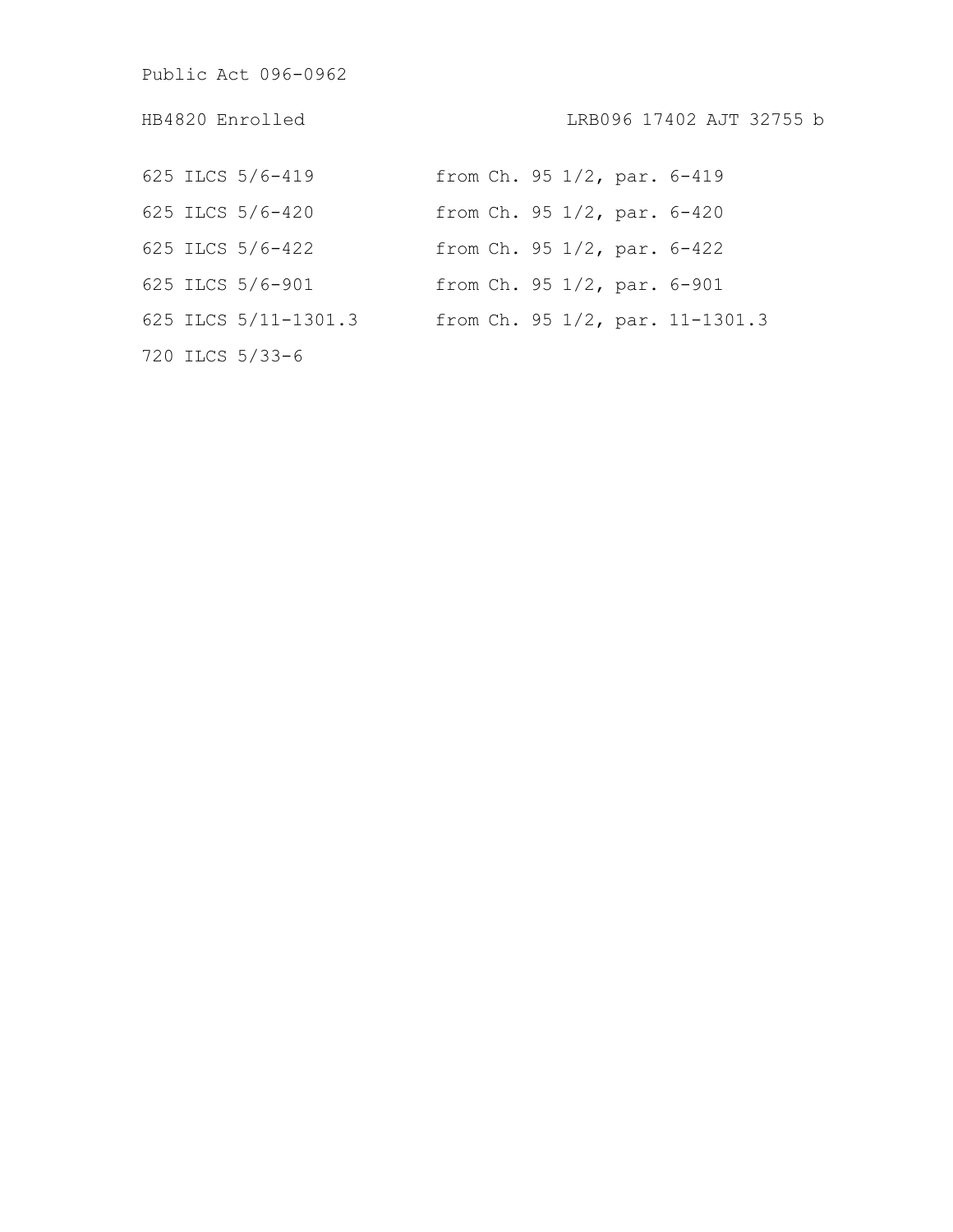| | |
|---|---|
| 625 ILCS 5/6-419 | from Ch. 95 1/2, par. 6-419 |
| 625 ILCS 5/6-420 | from Ch. 95 1/2, par. 6-420 |
| 625 ILCS 5/6-422 | from Ch. 95 1/2, par. 6-422 |
| 625 ILCS 5/6-901 | from Ch. 95 1/2, par. 6-901 |
| 625 ILCS 5/11-1301.3 | from Ch. 95 1/2, par. 11-1301.3 |
| 720 ILCS 5/33-6 | |